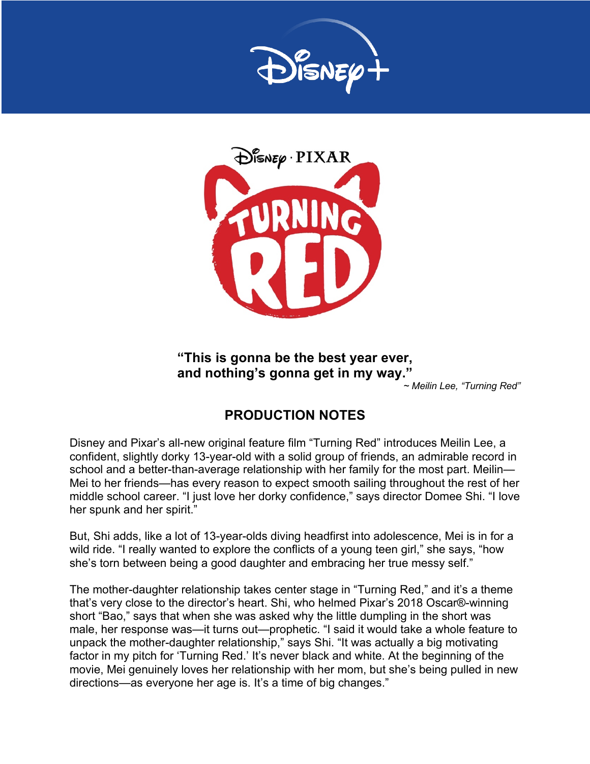**"This is gonna be the best year ever, and nothing's gonna get in my way."**

*~ Meilin Lee, "Turning Red"*

## PRODUCTION NOTES

Disney and Pixar's all-new original feature film "Turning Red" introduces Meilin Lee, a confident, slightly dorky 13-year-old with a solid group of friends, an admirable record in school and a better-than-average relationship with her family for the most part. Meilin—Mei to her friends—has every reason to expect smooth sailing throughout the rest of her middle school career. "I just love her dorky confidence," says director Domee Shi. "I love her spunk and her spirit."

But, Shi adds, like a lot of 13-year-olds diving headfirst into adolescence, Mei is in for a wild ride. "I really wanted to explore the conflicts of a young teen girl," she says, "how she's torn between being a good daughter and embracing her true messy self."

The mother-daughter relationship takes center stage in "Turning Red," and it's a theme that's very close to the director's heart. Shi, who helmed Pixar's 2018 Oscar®-winning short "Bao," says that when she was asked why the little dumpling in the short was male, her response was—it turns out—prophetic. "I said it would take a whole feature to unpack the mother-daughter relationship," says Shi. "It was actually a big motivating factor in my pitch for 'Turning Red.' It's never black and white. At the beginning of the movie, Mei genuinely loves her relationship with her mom, but she's being pulled in new directions—as everyone her age is. It's a time of big changes."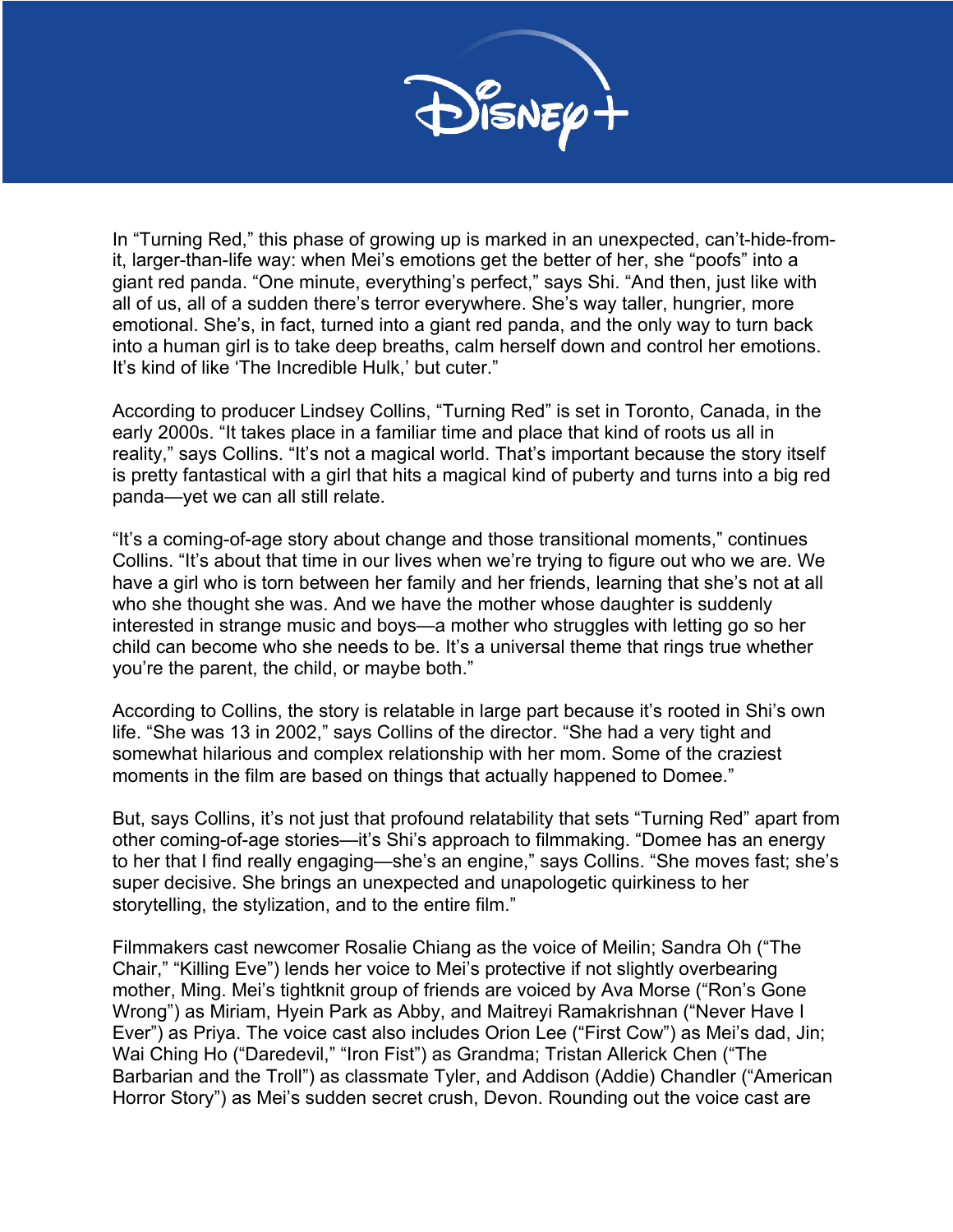In "Turning Red," this phase of growing up is marked in an unexpected, can't-hide-from-it, larger-than-life way: when Mei's emotions get the better of her, she "poofs" into a giant red panda. "One minute, everything's perfect," says Shi. "And then, just like with all of us, all of a sudden there's terror everywhere. She's way taller, hungrier, more emotional. She's, in fact, turned into a giant red panda, and the only way to turn back into a human girl is to take deep breaths, calm herself down and control her emotions. It's kind of like 'The Incredible Hulk,' but cuter."

According to producer Lindsey Collins, "Turning Red" is set in Toronto, Canada, in the early 2000s. "It takes place in a familiar time and place that kind of roots us all in reality," says Collins. "It's not a magical world. That's important because the story itself is pretty fantastical with a girl that hits a magical kind of puberty and turns into a big red panda—yet we can all still relate.

"It's a coming-of-age story about change and those transitional moments," continues Collins. "It's about that time in our lives when we're trying to figure out who we are. We have a girl who is torn between her family and her friends, learning that she's not at all who she thought she was. And we have the mother whose daughter is suddenly interested in strange music and boys—a mother who struggles with letting go so her child can become who she needs to be. It's a universal theme that rings true whether you're the parent, the child, or maybe both."

According to Collins, the story is relatable in large part because it's rooted in Shi's own life. "She was 13 in 2002," says Collins of the director. "She had a very tight and somewhat hilarious and complex relationship with her mom. Some of the craziest moments in the film are based on things that actually happened to Domee."

But, says Collins, it's not just that profound relatability that sets "Turning Red" apart from other coming-of-age stories—it's Shi's approach to filmmaking. "Domee has an energy to her that I find really engaging—she's an engine," says Collins. "She moves fast; she's super decisive. She brings an unexpected and unapologetic quirkiness to her storytelling, the stylization, and to the entire film."

Filmmakers cast newcomer Rosalie Chiang as the voice of Meilin; Sandra Oh ("The Chair," "Killing Eve") lends her voice to Mei's protective if not slightly overbearing mother, Ming. Mei's tightknit group of friends are voiced by Ava Morse ("Ron's Gone Wrong") as Miriam, Hyein Park as Abby, and Maitreyi Ramakrishnan ("Never Have I Ever") as Priya. The voice cast also includes Orion Lee ("First Cow") as Mei's dad, Jin; Wai Ching Ho ("Daredevil," "Iron Fist") as Grandma; Tristan Allerick Chen ("The Barbarian and the Troll") as classmate Tyler, and Addison (Addie) Chandler ("American Horror Story") as Mei's sudden secret crush, Devon. Rounding out the voice cast are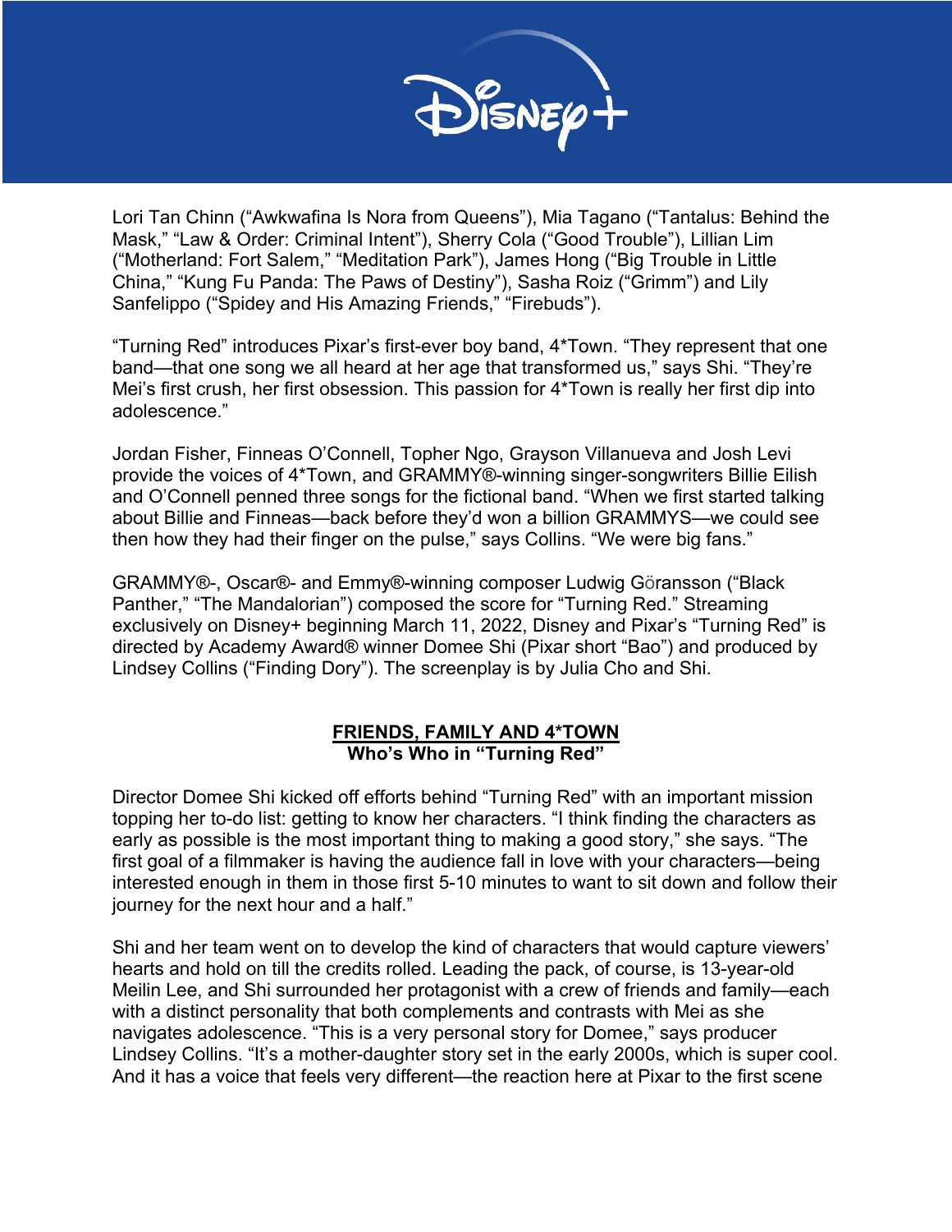Lori Tan Chinn ("Awkwafina Is Nora from Queens"), Mia Tagano ("Tantalus: Behind the Mask," "Law & Order: Criminal Intent"), Sherry Cola ("Good Trouble"), Lillian Lim ("Motherland: Fort Salem," "Meditation Park"), James Hong ("Big Trouble in Little China," "Kung Fu Panda: The Paws of Destiny"), Sasha Roiz ("Grimm") and Lily Sanfelippo ("Spidey and His Amazing Friends," "Firebuds").

"Turning Red" introduces Pixar's first-ever boy band, 4*Town. "They represent that one band—that one song we all heard at her age that transformed us," says Shi. "They're Mei's first crush, her first obsession. This passion for 4*Town is really her first dip into adolescence."

Jordan Fisher, Finneas O'Connell, Topher Ngo, Grayson Villanueva and Josh Levi provide the voices of 4*Town, and GRAMMY®-winning singer-songwriters Billie Eilish and O'Connell penned three songs for the fictional band. "When we first started talking about Billie and Finneas—back before they'd won a billion GRAMMYS—we could see then how they had their finger on the pulse," says Collins. "We were big fans."

GRAMMY®-, Oscar®- and Emmy®-winning composer Ludwig Göransson ("Black Panther," "The Mandalorian") composed the score for "Turning Red." Streaming exclusively on Disney+ beginning March 11, 2022, Disney and Pixar's "Turning Red" is directed by Academy Award® winner Domee Shi (Pixar short "Bao") and produced by Lindsey Collins ("Finding Dory"). The screenplay is by Julia Cho and Shi.

## FRIENDS, FAMILY AND 4*TOWN
### Who's Who in "Turning Red"

Director Domee Shi kicked off efforts behind "Turning Red" with an important mission topping her to-do list: getting to know her characters. "I think finding the characters as early as possible is the most important thing to making a good story," she says. "The first goal of a filmmaker is having the audience fall in love with your characters—being interested enough in them in those first 5-10 minutes to want to sit down and follow their journey for the next hour and a half."

Shi and her team went on to develop the kind of characters that would capture viewers' hearts and hold on till the credits rolled. Leading the pack, of course, is 13-year-old Meilin Lee, and Shi surrounded her protagonist with a crew of friends and family—each with a distinct personality that both complements and contrasts with Mei as she navigates adolescence. "This is a very personal story for Domee," says producer Lindsey Collins. "It's a mother-daughter story set in the early 2000s, which is super cool. And it has a voice that feels very different—the reaction here at Pixar to the first scene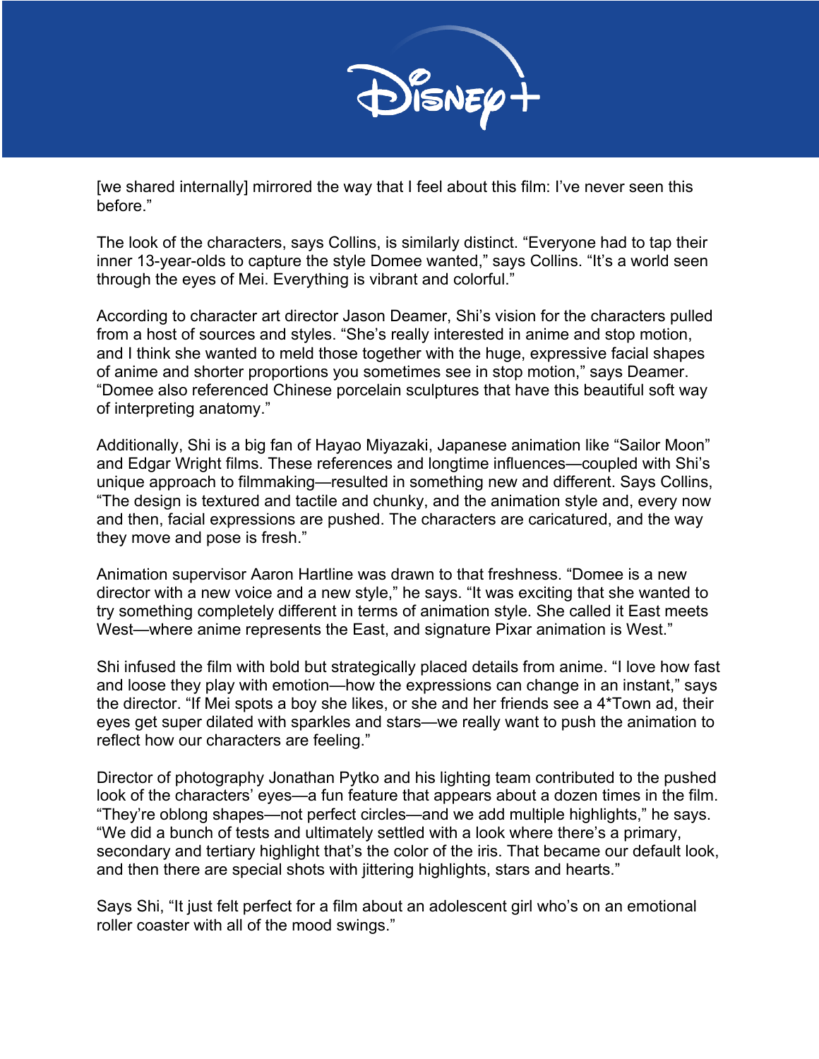[we shared internally] mirrored the way that I feel about this film: I've never seen this before."

The look of the characters, says Collins, is similarly distinct. "Everyone had to tap their inner 13-year-olds to capture the style Domee wanted," says Collins. "It's a world seen through the eyes of Mei. Everything is vibrant and colorful."

According to character art director Jason Deamer, Shi's vision for the characters pulled from a host of sources and styles. "She's really interested in anime and stop motion, and I think she wanted to meld those together with the huge, expressive facial shapes of anime and shorter proportions you sometimes see in stop motion," says Deamer. "Domee also referenced Chinese porcelain sculptures that have this beautiful soft way of interpreting anatomy."

Additionally, Shi is a big fan of Hayao Miyazaki, Japanese animation like "Sailor Moon" and Edgar Wright films. These references and longtime influences—coupled with Shi's unique approach to filmmaking—resulted in something new and different. Says Collins, "The design is textured and tactile and chunky, and the animation style and, every now and then, facial expressions are pushed. The characters are caricatured, and the way they move and pose is fresh."

Animation supervisor Aaron Hartline was drawn to that freshness. "Domee is a new director with a new voice and a new style," he says. "It was exciting that she wanted to try something completely different in terms of animation style. She called it East meets West—where anime represents the East, and signature Pixar animation is West."

Shi infused the film with bold but strategically placed details from anime. "I love how fast and loose they play with emotion—how the expressions can change in an instant," says the director. "If Mei spots a boy she likes, or she and her friends see a 4*Town ad, their eyes get super dilated with sparkles and stars—we really want to push the animation to reflect how our characters are feeling."

Director of photography Jonathan Pytko and his lighting team contributed to the pushed look of the characters' eyes—a fun feature that appears about a dozen times in the film. "They're oblong shapes—not perfect circles—and we add multiple highlights," he says. "We did a bunch of tests and ultimately settled with a look where there's a primary, secondary and tertiary highlight that's the color of the iris. That became our default look, and then there are special shots with jittering highlights, stars and hearts."

Says Shi, "It just felt perfect for a film about an adolescent girl who's on an emotional roller coaster with all of the mood swings."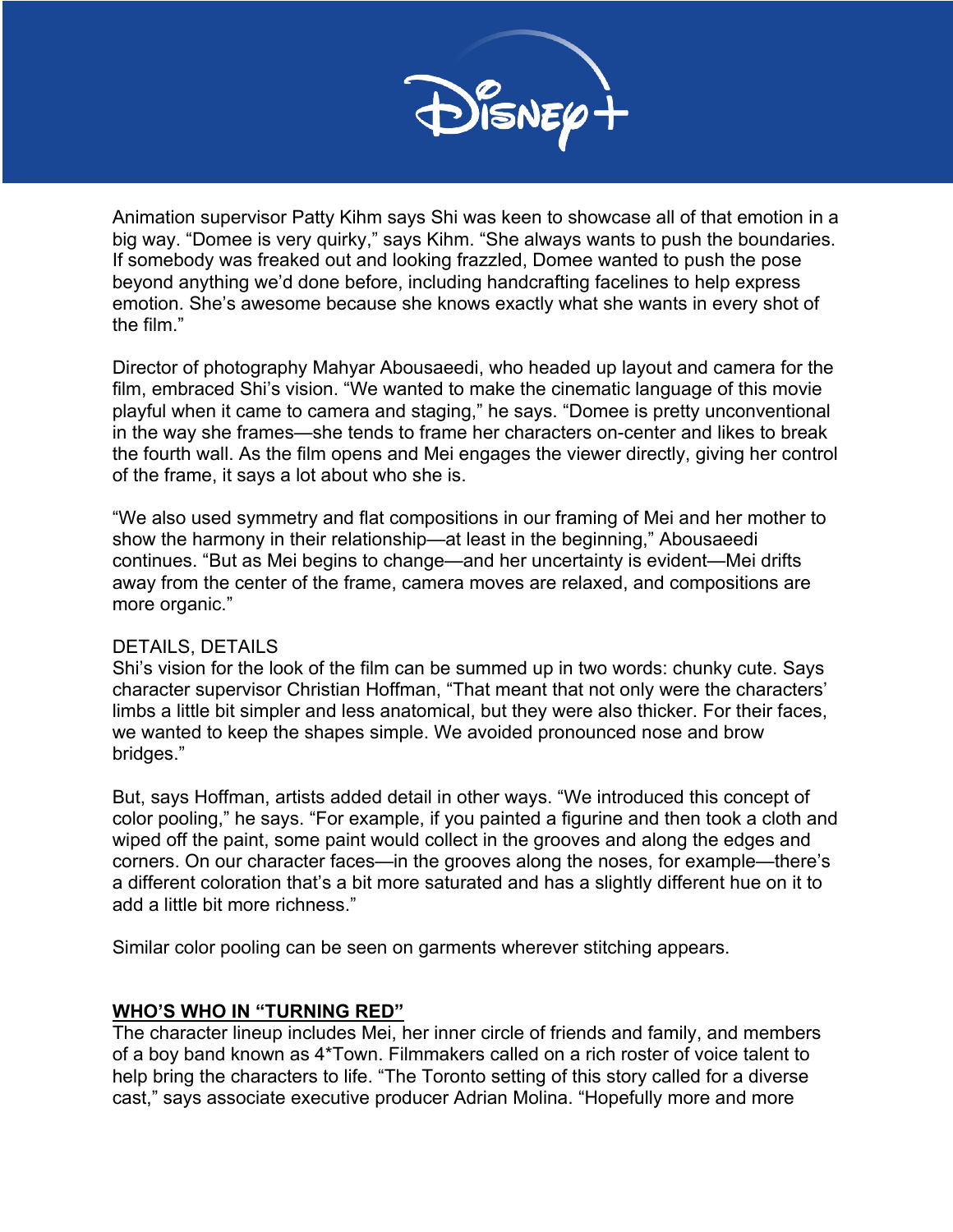Animation supervisor Patty Kihm says Shi was keen to showcase all of that emotion in a big way. "Domee is very quirky," says Kihm. "She always wants to push the boundaries. If somebody was freaked out and looking frazzled, Domee wanted to push the pose beyond anything we'd done before, including handcrafting facelines to help express emotion. She's awesome because she knows exactly what she wants in every shot of the film."

Director of photography Mahyar Abousaeedi, who headed up layout and camera for the film, embraced Shi's vision. "We wanted to make the cinematic language of this movie playful when it came to camera and staging," he says. "Domee is pretty unconventional in the way she frames—she tends to frame her characters on-center and likes to break the fourth wall. As the film opens and Mei engages the viewer directly, giving her control of the frame, it says a lot about who she is.

"We also used symmetry and flat compositions in our framing of Mei and her mother to show the harmony in their relationship—at least in the beginning," Abousaeedi continues. "But as Mei begins to change—and her uncertainty is evident—Mei drifts away from the center of the frame, camera moves are relaxed, and compositions are more organic."

## DETAILS, DETAILS

Shi's vision for the look of the film can be summed up in two words: chunky cute. Says character supervisor Christian Hoffman, "That meant that not only were the characters' limbs a little bit simpler and less anatomical, but they were also thicker. For their faces, we wanted to keep the shapes simple. We avoided pronounced nose and brow bridges."

But, says Hoffman, artists added detail in other ways. "We introduced this concept of color pooling," he says. "For example, if you painted a figurine and then took a cloth and wiped off the paint, some paint would collect in the grooves and along the edges and corners. On our character faces—in the grooves along the noses, for example—there's a different coloration that's a bit more saturated and has a slightly different hue on it to add a little bit more richness."

Similar color pooling can be seen on garments wherever stitching appears.

## WHO'S WHO IN "TURNING RED"

The character lineup includes Mei, her inner circle of friends and family, and members of a boy band known as 4*Town. Filmmakers called on a rich roster of voice talent to help bring the characters to life. "The Toronto setting of this story called for a diverse cast," says associate executive producer Adrian Molina. "Hopefully more and more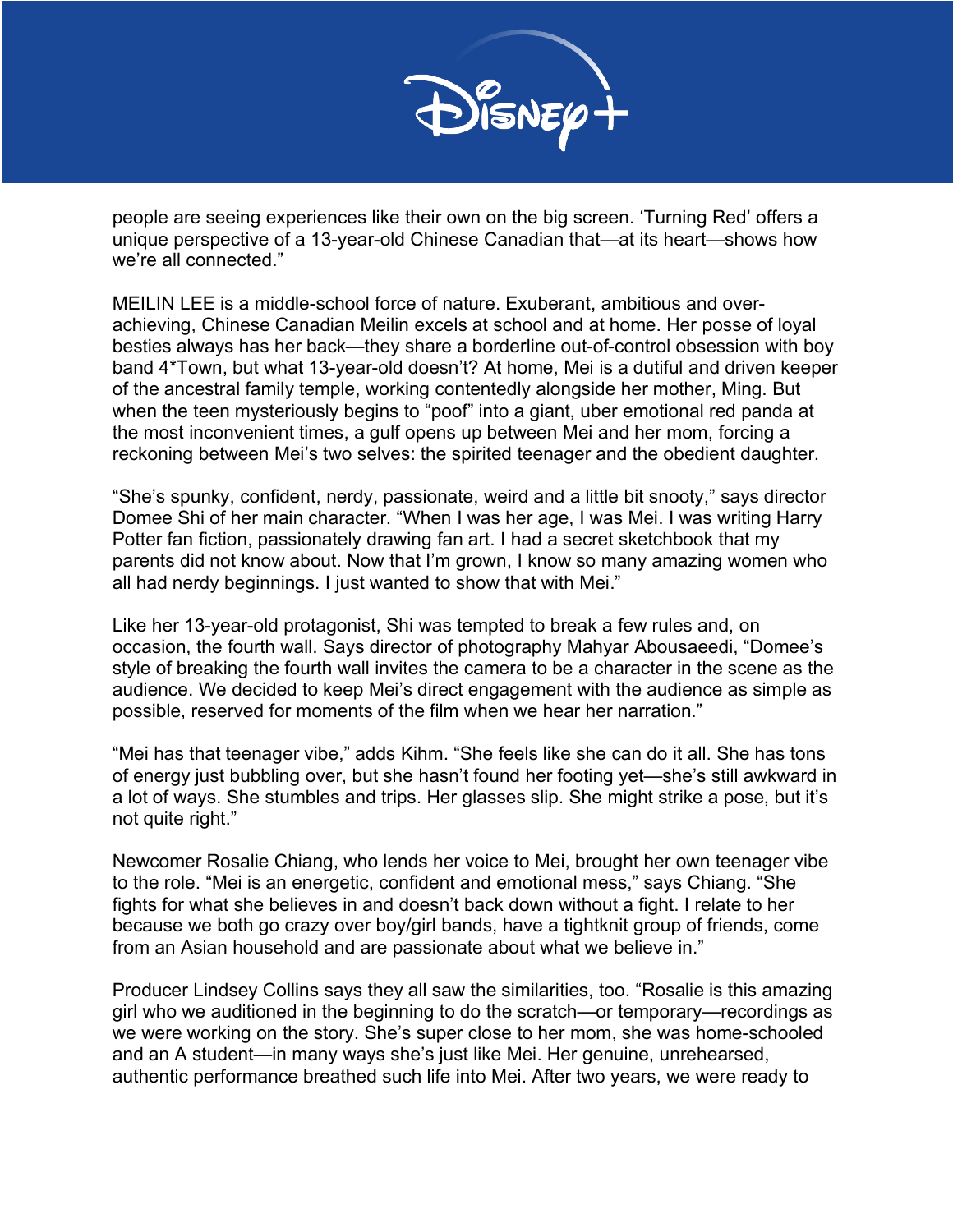people are seeing experiences like their own on the big screen. 'Turning Red' offers a unique perspective of a 13-year-old Chinese Canadian that—at its heart—shows how we're all connected."

MEILIN LEE is a middle-school force of nature. Exuberant, ambitious and over-achieving, Chinese Canadian Meilin excels at school and at home. Her posse of loyal besties always has her back—they share a borderline out-of-control obsession with boy band 4*Town, but what 13-year-old doesn't? At home, Mei is a dutiful and driven keeper of the ancestral family temple, working contentedly alongside her mother, Ming. But when the teen mysteriously begins to "poof" into a giant, uber emotional red panda at the most inconvenient times, a gulf opens up between Mei and her mom, forcing a reckoning between Mei's two selves: the spirited teenager and the obedient daughter.

"She's spunky, confident, nerdy, passionate, weird and a little bit snooty," says director Domee Shi of her main character. "When I was her age, I was Mei. I was writing Harry Potter fan fiction, passionately drawing fan art. I had a secret sketchbook that my parents did not know about. Now that I'm grown, I know so many amazing women who all had nerdy beginnings. I just wanted to show that with Mei."

Like her 13-year-old protagonist, Shi was tempted to break a few rules and, on occasion, the fourth wall. Says director of photography Mahyar Abousaeedi, "Domee's style of breaking the fourth wall invites the camera to be a character in the scene as the audience. We decided to keep Mei's direct engagement with the audience as simple as possible, reserved for moments of the film when we hear her narration."

"Mei has that teenager vibe," adds Kihm. "She feels like she can do it all. She has tons of energy just bubbling over, but she hasn't found her footing yet—she's still awkward in a lot of ways. She stumbles and trips. Her glasses slip. She might strike a pose, but it's not quite right."

Newcomer Rosalie Chiang, who lends her voice to Mei, brought her own teenager vibe to the role. "Mei is an energetic, confident and emotional mess," says Chiang. "She fights for what she believes in and doesn't back down without a fight. I relate to her because we both go crazy over boy/girl bands, have a tightknit group of friends, come from an Asian household and are passionate about what we believe in."

Producer Lindsey Collins says they all saw the similarities, too. "Rosalie is this amazing girl who we auditioned in the beginning to do the scratch—or temporary—recordings as we were working on the story. She's super close to her mom, she was home-schooled and an A student—in many ways she's just like Mei. Her genuine, unrehearsed, authentic performance breathed such life into Mei. After two years, we were ready to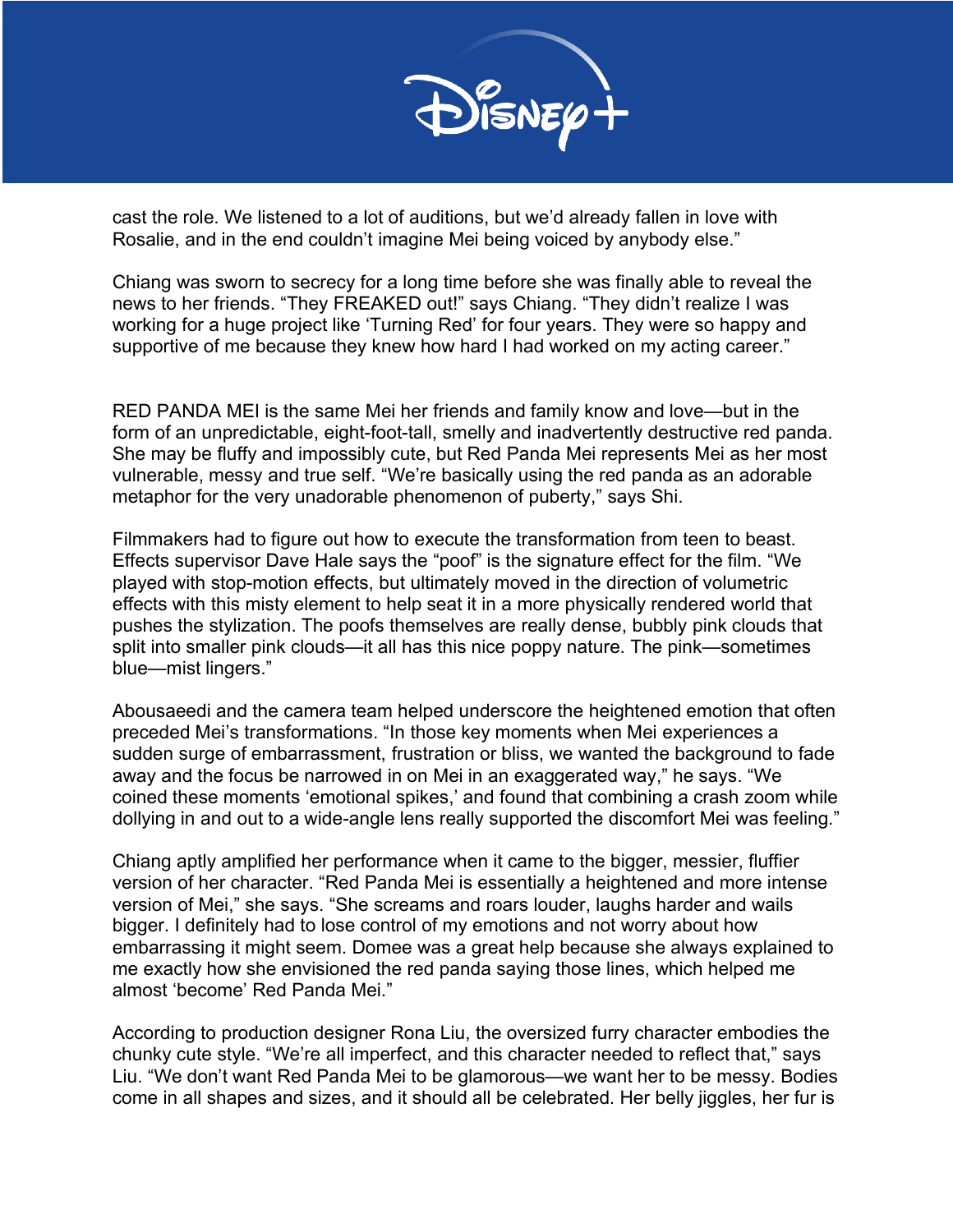cast the role. We listened to a lot of auditions, but we'd already fallen in love with Rosalie, and in the end couldn't imagine Mei being voiced by anybody else."

Chiang was sworn to secrecy for a long time before she was finally able to reveal the news to her friends. "They FREAKED out!" says Chiang. "They didn't realize I was working for a huge project like 'Turning Red' for four years. They were so happy and supportive of me because they knew how hard I had worked on my acting career."

RED PANDA MEI is the same Mei her friends and family know and love—but in the form of an unpredictable, eight-foot-tall, smelly and inadvertently destructive red panda. She may be fluffy and impossibly cute, but Red Panda Mei represents Mei as her most vulnerable, messy and true self. "We're basically using the red panda as an adorable metaphor for the very unadorable phenomenon of puberty," says Shi.

Filmmakers had to figure out how to execute the transformation from teen to beast. Effects supervisor Dave Hale says the "poof" is the signature effect for the film. "We played with stop-motion effects, but ultimately moved in the direction of volumetric effects with this misty element to help seat it in a more physically rendered world that pushes the stylization. The poofs themselves are really dense, bubbly pink clouds that split into smaller pink clouds—it all has this nice poppy nature. The pink—sometimes blue—mist lingers."

Abousaeedi and the camera team helped underscore the heightened emotion that often preceded Mei's transformations. "In those key moments when Mei experiences a sudden surge of embarrassment, frustration or bliss, we wanted the background to fade away and the focus be narrowed in on Mei in an exaggerated way," he says. "We coined these moments 'emotional spikes,' and found that combining a crash zoom while dollying in and out to a wide-angle lens really supported the discomfort Mei was feeling."

Chiang aptly amplified her performance when it came to the bigger, messier, fluffier version of her character. "Red Panda Mei is essentially a heightened and more intense version of Mei," she says. "She screams and roars louder, laughs harder and wails bigger. I definitely had to lose control of my emotions and not worry about how embarrassing it might seem. Domee was a great help because she always explained to me exactly how she envisioned the red panda saying those lines, which helped me almost 'become' Red Panda Mei."

According to production designer Rona Liu, the oversized furry character embodies the chunky cute style. "We're all imperfect, and this character needed to reflect that," says Liu. "We don't want Red Panda Mei to be glamorous—we want her to be messy. Bodies come in all shapes and sizes, and it should all be celebrated. Her belly jiggles, her fur is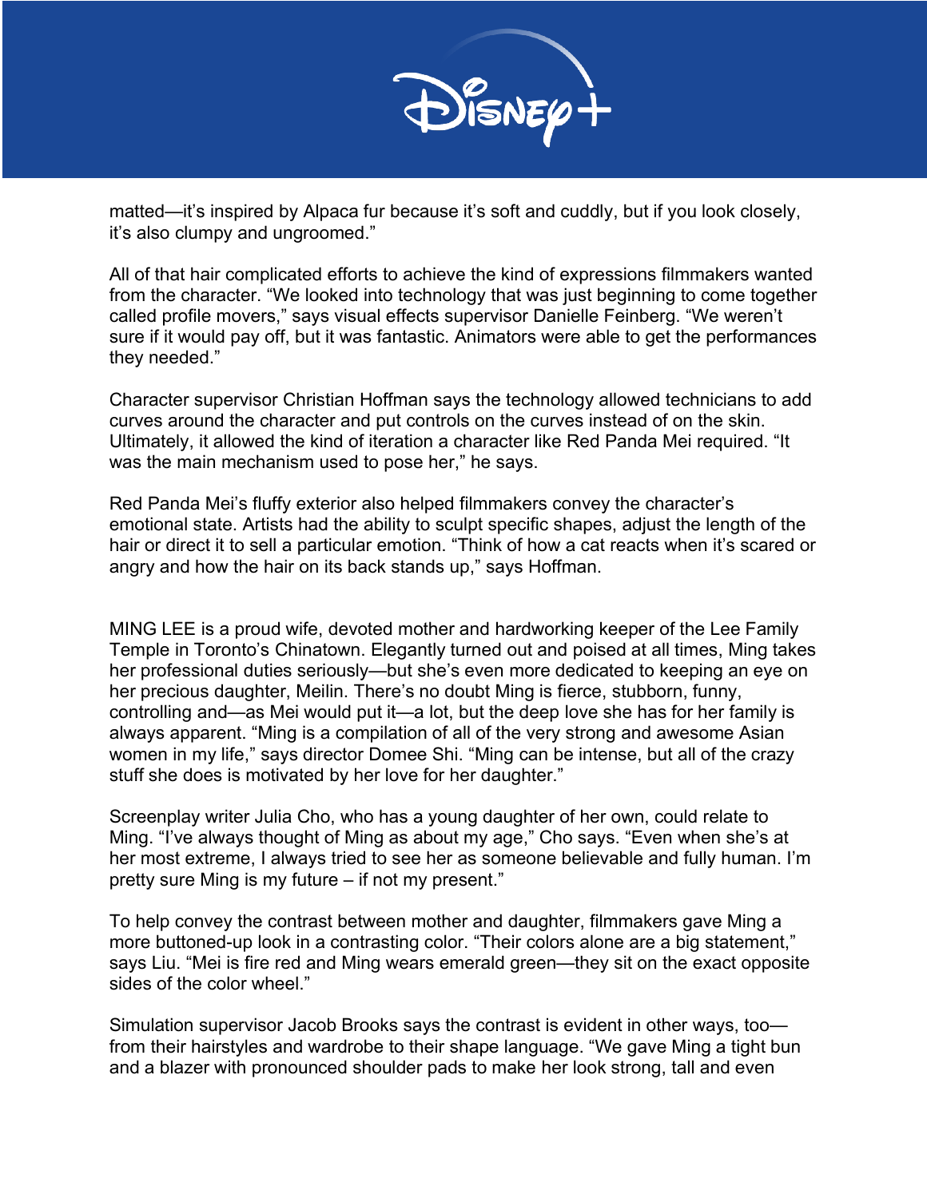matted—it's inspired by Alpaca fur because it's soft and cuddly, but if you look closely, it's also clumpy and ungroomed."

All of that hair complicated efforts to achieve the kind of expressions filmmakers wanted from the character. "We looked into technology that was just beginning to come together called profile movers," says visual effects supervisor Danielle Feinberg. "We weren't sure if it would pay off, but it was fantastic. Animators were able to get the performances they needed."

Character supervisor Christian Hoffman says the technology allowed technicians to add curves around the character and put controls on the curves instead of on the skin. Ultimately, it allowed the kind of iteration a character like Red Panda Mei required. "It was the main mechanism used to pose her," he says.

Red Panda Mei's fluffy exterior also helped filmmakers convey the character's emotional state. Artists had the ability to sculpt specific shapes, adjust the length of the hair or direct it to sell a particular emotion. "Think of how a cat reacts when it's scared or angry and how the hair on its back stands up," says Hoffman.

MING LEE is a proud wife, devoted mother and hardworking keeper of the Lee Family Temple in Toronto's Chinatown. Elegantly turned out and poised at all times, Ming takes her professional duties seriously—but she's even more dedicated to keeping an eye on her precious daughter, Meilin. There's no doubt Ming is fierce, stubborn, funny, controlling and—as Mei would put it—a lot, but the deep love she has for her family is always apparent. "Ming is a compilation of all of the very strong and awesome Asian women in my life," says director Domee Shi. "Ming can be intense, but all of the crazy stuff she does is motivated by her love for her daughter."

Screenplay writer Julia Cho, who has a young daughter of her own, could relate to Ming. "I've always thought of Ming as about my age," Cho says. "Even when she's at her most extreme, I always tried to see her as someone believable and fully human. I'm pretty sure Ming is my future – if not my present."

To help convey the contrast between mother and daughter, filmmakers gave Ming a more buttoned-up look in a contrasting color. "Their colors alone are a big statement," says Liu. "Mei is fire red and Ming wears emerald green—they sit on the exact opposite sides of the color wheel."

Simulation supervisor Jacob Brooks says the contrast is evident in other ways, too—from their hairstyles and wardrobe to their shape language. "We gave Ming a tight bun and a blazer with pronounced shoulder pads to make her look strong, tall and even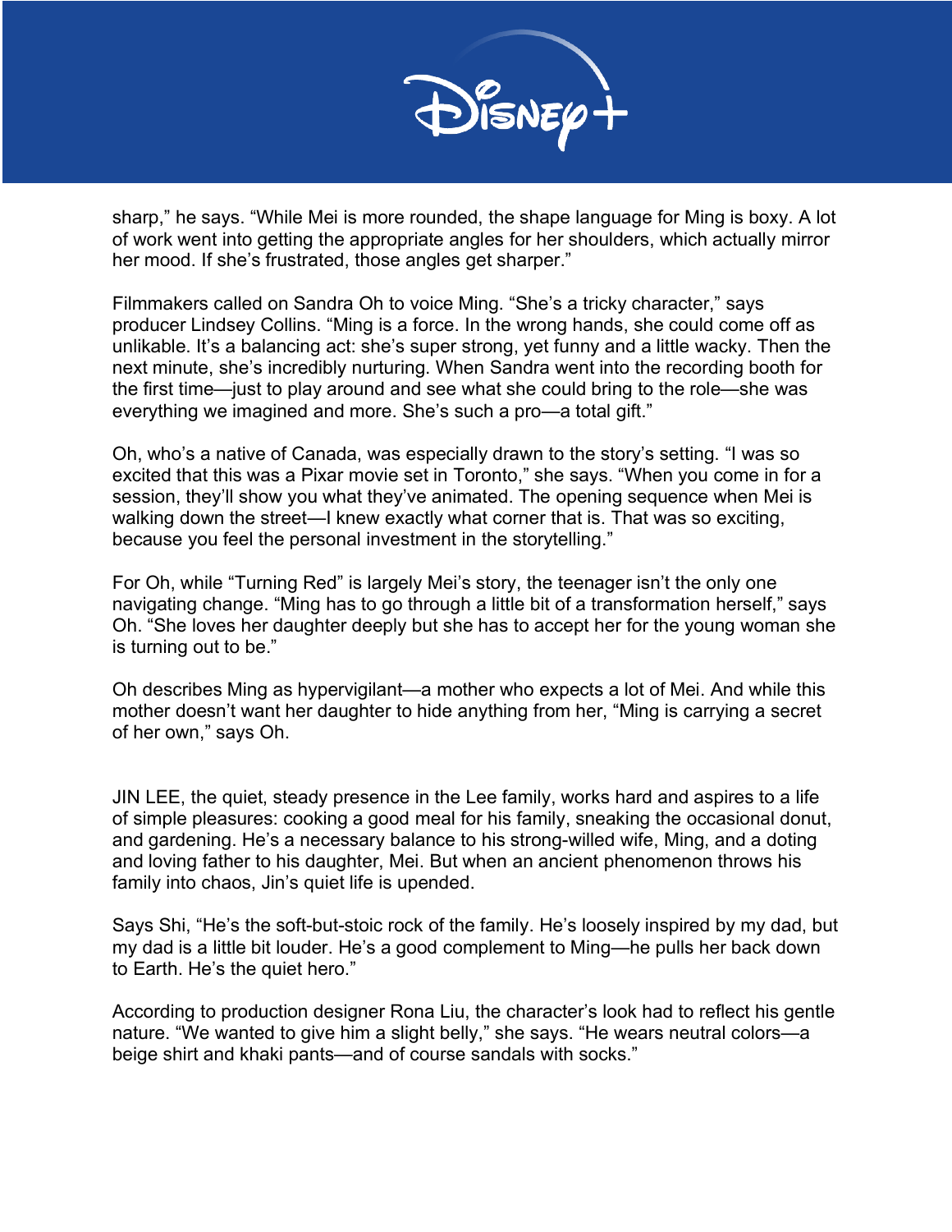sharp," he says. "While Mei is more rounded, the shape language for Ming is boxy. A lot of work went into getting the appropriate angles for her shoulders, which actually mirror her mood. If she's frustrated, those angles get sharper."

Filmmakers called on Sandra Oh to voice Ming. "She's a tricky character," says producer Lindsey Collins. "Ming is a force. In the wrong hands, she could come off as unlikable. It's a balancing act: she's super strong, yet funny and a little wacky. Then the next minute, she's incredibly nurturing. When Sandra went into the recording booth for the first time—just to play around and see what she could bring to the role—she was everything we imagined and more. She's such a pro—a total gift."

Oh, who's a native of Canada, was especially drawn to the story's setting. "I was so excited that this was a Pixar movie set in Toronto," she says. "When you come in for a session, they'll show you what they've animated. The opening sequence when Mei is walking down the street—I knew exactly what corner that is. That was so exciting, because you feel the personal investment in the storytelling."

For Oh, while "Turning Red" is largely Mei's story, the teenager isn't the only one navigating change. "Ming has to go through a little bit of a transformation herself," says Oh. "She loves her daughter deeply but she has to accept her for the young woman she is turning out to be."

Oh describes Ming as hypervigilant—a mother who expects a lot of Mei. And while this mother doesn't want her daughter to hide anything from her, "Ming is carrying a secret of her own," says Oh.

JIN LEE, the quiet, steady presence in the Lee family, works hard and aspires to a life of simple pleasures: cooking a good meal for his family, sneaking the occasional donut, and gardening. He's a necessary balance to his strong-willed wife, Ming, and a doting and loving father to his daughter, Mei. But when an ancient phenomenon throws his family into chaos, Jin's quiet life is upended.

Says Shi, "He's the soft-but-stoic rock of the family. He's loosely inspired by my dad, but my dad is a little bit louder. He's a good complement to Ming—he pulls her back down to Earth. He's the quiet hero."

According to production designer Rona Liu, the character's look had to reflect his gentle nature. "We wanted to give him a slight belly," she says. "He wears neutral colors—a beige shirt and khaki pants—and of course sandals with socks."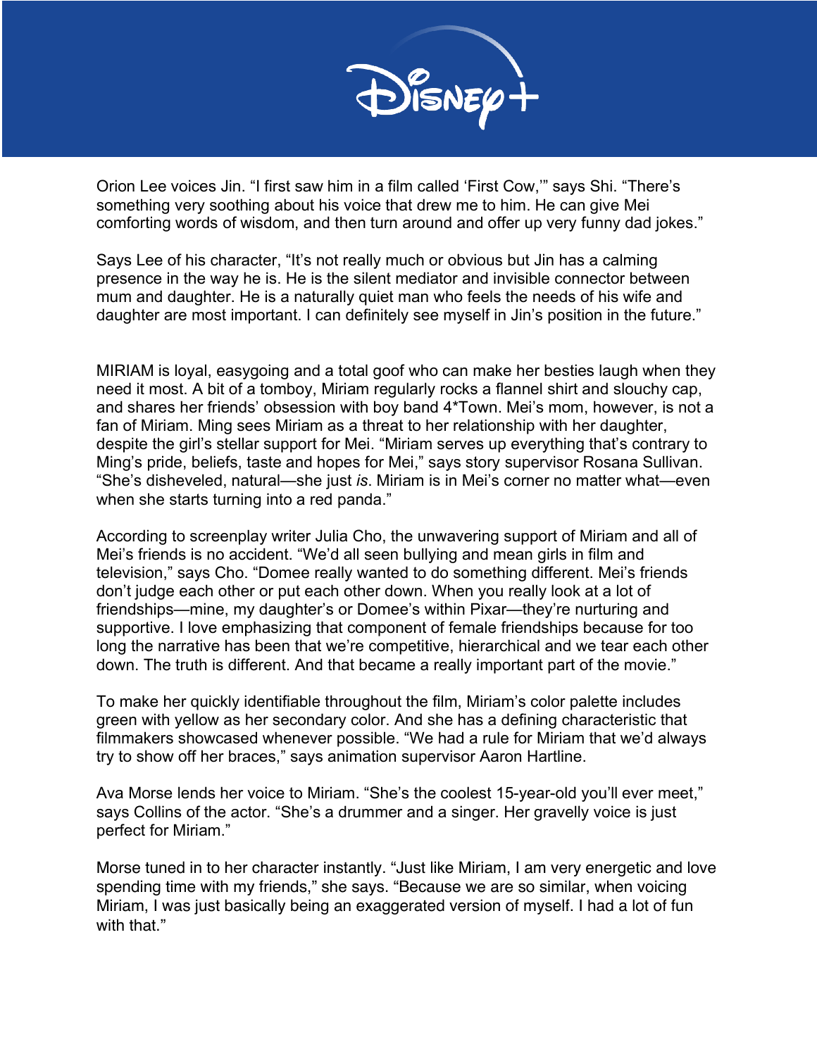Orion Lee voices Jin. "I first saw him in a film called 'First Cow,'" says Shi. "There's something very soothing about his voice that drew me to him. He can give Mei comforting words of wisdom, and then turn around and offer up very funny dad jokes."

Says Lee of his character, "It's not really much or obvious but Jin has a calming presence in the way he is. He is the silent mediator and invisible connector between mum and daughter. He is a naturally quiet man who feels the needs of his wife and daughter are most important. I can definitely see myself in Jin's position in the future."

MIRIAM is loyal, easygoing and a total goof who can make her besties laugh when they need it most. A bit of a tomboy, Miriam regularly rocks a flannel shirt and slouchy cap, and shares her friends' obsession with boy band 4*Town. Mei's mom, however, is not a fan of Miriam. Ming sees Miriam as a threat to her relationship with her daughter, despite the girl's stellar support for Mei. "Miriam serves up everything that's contrary to Ming's pride, beliefs, taste and hopes for Mei," says story supervisor Rosana Sullivan. "She's disheveled, natural—she just *is*. Miriam is in Mei's corner no matter what—even when she starts turning into a red panda."

According to screenplay writer Julia Cho, the unwavering support of Miriam and all of Mei's friends is no accident. "We'd all seen bullying and mean girls in film and television," says Cho. "Domee really wanted to do something different. Mei's friends don't judge each other or put each other down. When you really look at a lot of friendships—mine, my daughter's or Domee's within Pixar—they're nurturing and supportive. I love emphasizing that component of female friendships because for too long the narrative has been that we're competitive, hierarchical and we tear each other down. The truth is different. And that became a really important part of the movie."

To make her quickly identifiable throughout the film, Miriam's color palette includes green with yellow as her secondary color. And she has a defining characteristic that filmmakers showcased whenever possible. "We had a rule for Miriam that we'd always try to show off her braces," says animation supervisor Aaron Hartline.

Ava Morse lends her voice to Miriam. "She's the coolest 15-year-old you'll ever meet," says Collins of the actor. "She's a drummer and a singer. Her gravelly voice is just perfect for Miriam."

Morse tuned in to her character instantly. "Just like Miriam, I am very energetic and love spending time with my friends," she says. "Because we are so similar, when voicing Miriam, I was just basically being an exaggerated version of myself. I had a lot of fun with that."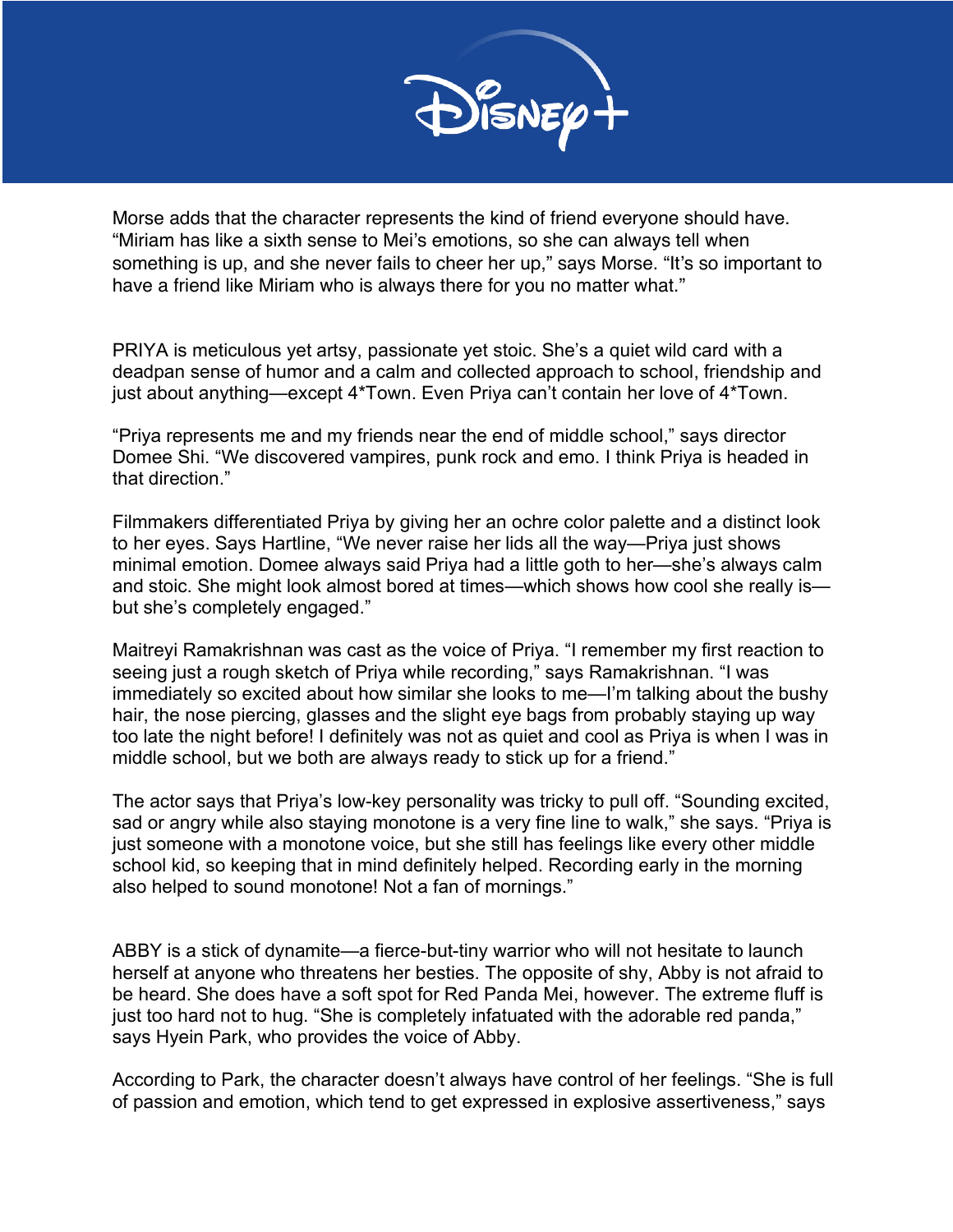Morse adds that the character represents the kind of friend everyone should have. “Miriam has like a sixth sense to Mei’s emotions, so she can always tell when something is up, and she never fails to cheer her up,” says Morse. “It’s so important to have a friend like Miriam who is always there for you no matter what.”

PRIYA is meticulous yet artsy, passionate yet stoic. She’s a quiet wild card with a deadpan sense of humor and a calm and collected approach to school, friendship and just about anything—except 4*Town. Even Priya can’t contain her love of 4*Town.

“Priya represents me and my friends near the end of middle school,” says director Domee Shi. “We discovered vampires, punk rock and emo. I think Priya is headed in that direction.”

Filmmakers differentiated Priya by giving her an ochre color palette and a distinct look to her eyes. Says Hartline, “We never raise her lids all the way—Priya just shows minimal emotion. Domee always said Priya had a little goth to her—she’s always calm and stoic. She might look almost bored at times—which shows how cool she really is—but she’s completely engaged.”

Maitreyi Ramakrishnan was cast as the voice of Priya. “I remember my first reaction to seeing just a rough sketch of Priya while recording,” says Ramakrishnan. “I was immediately so excited about how similar she looks to me—I’m talking about the bushy hair, the nose piercing, glasses and the slight eye bags from probably staying up way too late the night before! I definitely was not as quiet and cool as Priya is when I was in middle school, but we both are always ready to stick up for a friend.”

The actor says that Priya’s low-key personality was tricky to pull off. “Sounding excited, sad or angry while also staying monotone is a very fine line to walk,” she says. “Priya is just someone with a monotone voice, but she still has feelings like every other middle school kid, so keeping that in mind definitely helped. Recording early in the morning also helped to sound monotone! Not a fan of mornings.”

ABBY is a stick of dynamite—a fierce-but-tiny warrior who will not hesitate to launch herself at anyone who threatens her besties. The opposite of shy, Abby is not afraid to be heard. She does have a soft spot for Red Panda Mei, however. The extreme fluff is just too hard not to hug. “She is completely infatuated with the adorable red panda,” says Hyein Park, who provides the voice of Abby.

According to Park, the character doesn’t always have control of her feelings. “She is full of passion and emotion, which tend to get expressed in explosive assertiveness,” says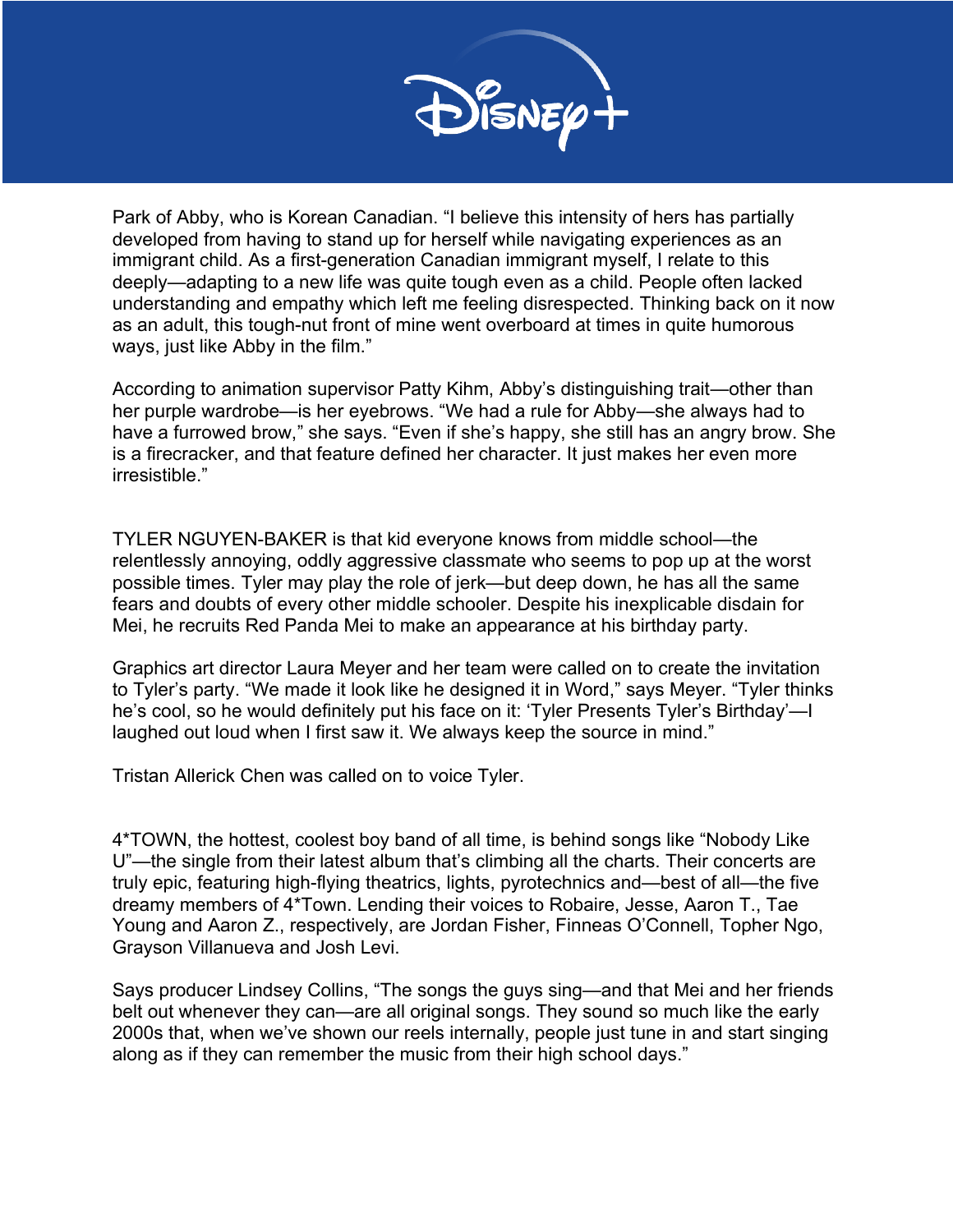Park of Abby, who is Korean Canadian. "I believe this intensity of hers has partially developed from having to stand up for herself while navigating experiences as an immigrant child. As a first-generation Canadian immigrant myself, I relate to this deeply—adapting to a new life was quite tough even as a child. People often lacked understanding and empathy which left me feeling disrespected. Thinking back on it now as an adult, this tough-nut front of mine went overboard at times in quite humorous ways, just like Abby in the film."

According to animation supervisor Patty Kihm, Abby's distinguishing trait—other than her purple wardrobe—is her eyebrows. "We had a rule for Abby—she always had to have a furrowed brow," she says. "Even if she's happy, she still has an angry brow. She is a firecracker, and that feature defined her character. It just makes her even more irresistible."

TYLER NGUYEN-BAKER is that kid everyone knows from middle school—the relentlessly annoying, oddly aggressive classmate who seems to pop up at the worst possible times. Tyler may play the role of jerk—but deep down, he has all the same fears and doubts of every other middle schooler. Despite his inexplicable disdain for Mei, he recruits Red Panda Mei to make an appearance at his birthday party.

Graphics art director Laura Meyer and her team were called on to create the invitation to Tyler's party. "We made it look like he designed it in Word," says Meyer. "Tyler thinks he's cool, so he would definitely put his face on it: 'Tyler Presents Tyler's Birthday'—I laughed out loud when I first saw it. We always keep the source in mind."

Tristan Allerick Chen was called on to voice Tyler.

4*TOWN, the hottest, coolest boy band of all time, is behind songs like "Nobody Like U"—the single from their latest album that's climbing all the charts. Their concerts are truly epic, featuring high-flying theatrics, lights, pyrotechnics and—best of all—the five dreamy members of 4*Town. Lending their voices to Robaire, Jesse, Aaron T., Tae Young and Aaron Z., respectively, are Jordan Fisher, Finneas O'Connell, Topher Ngo, Grayson Villanueva and Josh Levi.

Says producer Lindsey Collins, "The songs the guys sing—and that Mei and her friends belt out whenever they can—are all original songs. They sound so much like the early 2000s that, when we've shown our reels internally, people just tune in and start singing along as if they can remember the music from their high school days."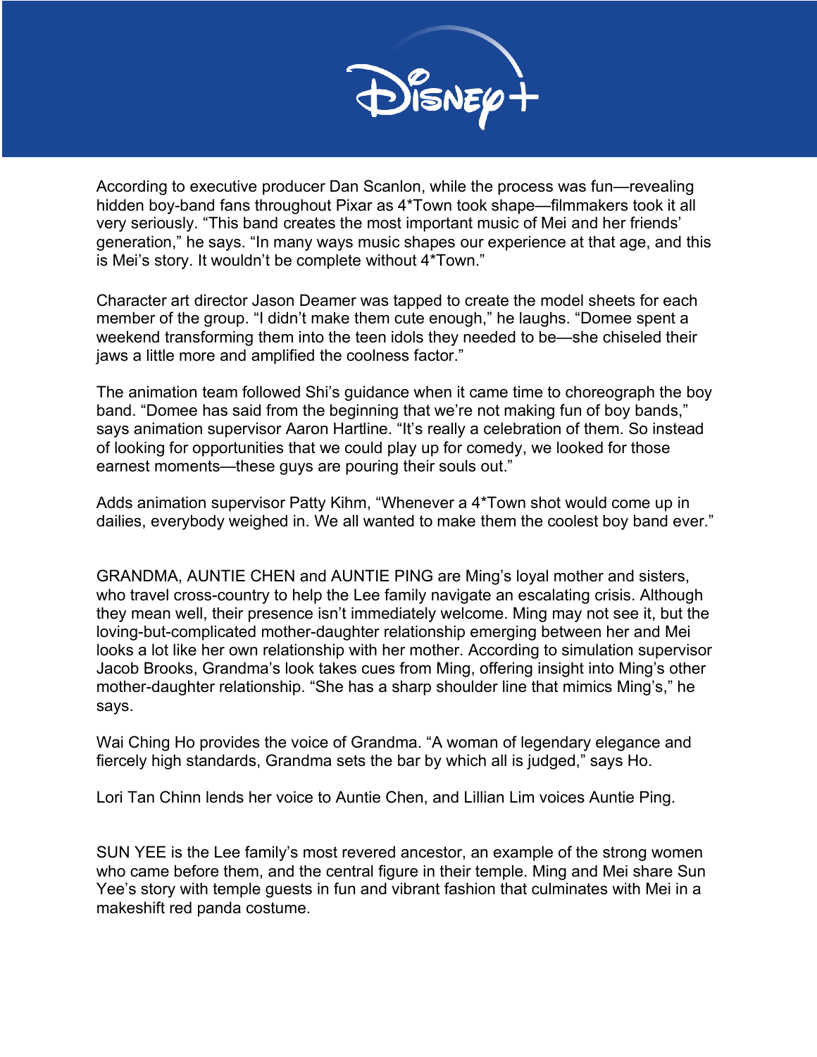According to executive producer Dan Scanlon, while the process was fun—revealing hidden boy-band fans throughout Pixar as 4*Town took shape—filmmakers took it all very seriously. "This band creates the most important music of Mei and her friends' generation," he says. "In many ways music shapes our experience at that age, and this is Mei's story. It wouldn't be complete without 4*Town."

Character art director Jason Deamer was tapped to create the model sheets for each member of the group. "I didn't make them cute enough," he laughs. "Domee spent a weekend transforming them into the teen idols they needed to be—she chiseled their jaws a little more and amplified the coolness factor."

The animation team followed Shi's guidance when it came time to choreograph the boy band. "Domee has said from the beginning that we're not making fun of boy bands," says animation supervisor Aaron Hartline. "It's really a celebration of them. So instead of looking for opportunities that we could play up for comedy, we looked for those earnest moments—these guys are pouring their souls out."

Adds animation supervisor Patty Kihm, "Whenever a 4*Town shot would come up in dailies, everybody weighed in. We all wanted to make them the coolest boy band ever."

GRANDMA, AUNTIE CHEN and AUNTIE PING are Ming's loyal mother and sisters, who travel cross-country to help the Lee family navigate an escalating crisis. Although they mean well, their presence isn't immediately welcome. Ming may not see it, but the loving-but-complicated mother-daughter relationship emerging between her and Mei looks a lot like her own relationship with her mother. According to simulation supervisor Jacob Brooks, Grandma's look takes cues from Ming, offering insight into Ming's other mother-daughter relationship. "She has a sharp shoulder line that mimics Ming's," he says.

Wai Ching Ho provides the voice of Grandma. "A woman of legendary elegance and fiercely high standards, Grandma sets the bar by which all is judged," says Ho.

Lori Tan Chinn lends her voice to Auntie Chen, and Lillian Lim voices Auntie Ping.

SUN YEE is the Lee family's most revered ancestor, an example of the strong women who came before them, and the central figure in their temple. Ming and Mei share Sun Yee's story with temple guests in fun and vibrant fashion that culminates with Mei in a makeshift red panda costume.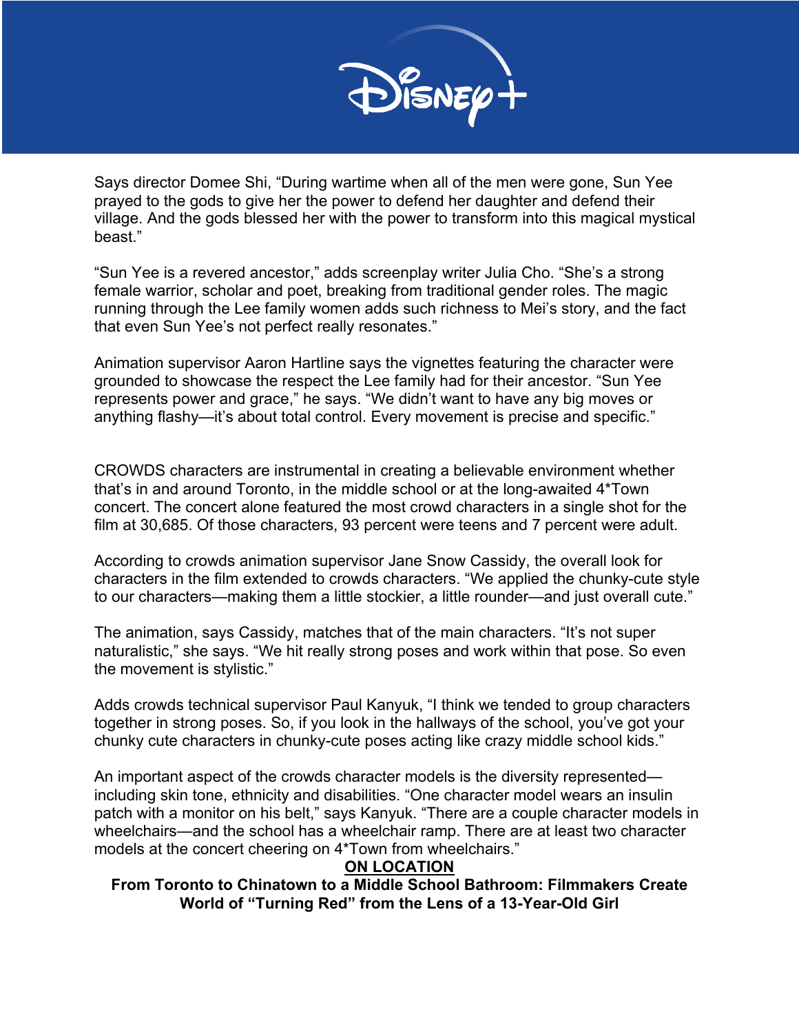Says director Domee Shi, "During wartime when all of the men were gone, Sun Yee prayed to the gods to give her the power to defend her daughter and defend their village. And the gods blessed her with the power to transform into this magical mystical beast."

"Sun Yee is a revered ancestor," adds screenplay writer Julia Cho. "She's a strong female warrior, scholar and poet, breaking from traditional gender roles. The magic running through the Lee family women adds such richness to Mei's story, and the fact that even Sun Yee's not perfect really resonates."

Animation supervisor Aaron Hartline says the vignettes featuring the character were grounded to showcase the respect the Lee family had for their ancestor. "Sun Yee represents power and grace," he says. "We didn't want to have any big moves or anything flashy—it's about total control. Every movement is precise and specific."

CROWDS characters are instrumental in creating a believable environment whether that's in and around Toronto, in the middle school or at the long-awaited 4*Town concert. The concert alone featured the most crowd characters in a single shot for the film at 30,685. Of those characters, 93 percent were teens and 7 percent were adult.

According to crowds animation supervisor Jane Snow Cassidy, the overall look for characters in the film extended to crowds characters. "We applied the chunky-cute style to our characters—making them a little stockier, a little rounder—and just overall cute."

The animation, says Cassidy, matches that of the main characters. "It's not super naturalistic," she says. "We hit really strong poses and work within that pose. So even the movement is stylistic."

Adds crowds technical supervisor Paul Kanyuk, "I think we tended to group characters together in strong poses. So, if you look in the hallways of the school, you've got your chunky cute characters in chunky-cute poses acting like crazy middle school kids."

An important aspect of the crowds character models is the diversity represented—including skin tone, ethnicity and disabilities. "One character model wears an insulin patch with a monitor on his belt," says Kanyuk. "There are a couple character models in wheelchairs—and the school has a wheelchair ramp. There are at least two character models at the concert cheering on 4*Town from wheelchairs."

## ON LOCATION

**From Toronto to Chinatown to a Middle School Bathroom: Filmmakers Create World of "Turning Red" from the Lens of a 13-Year-Old Girl**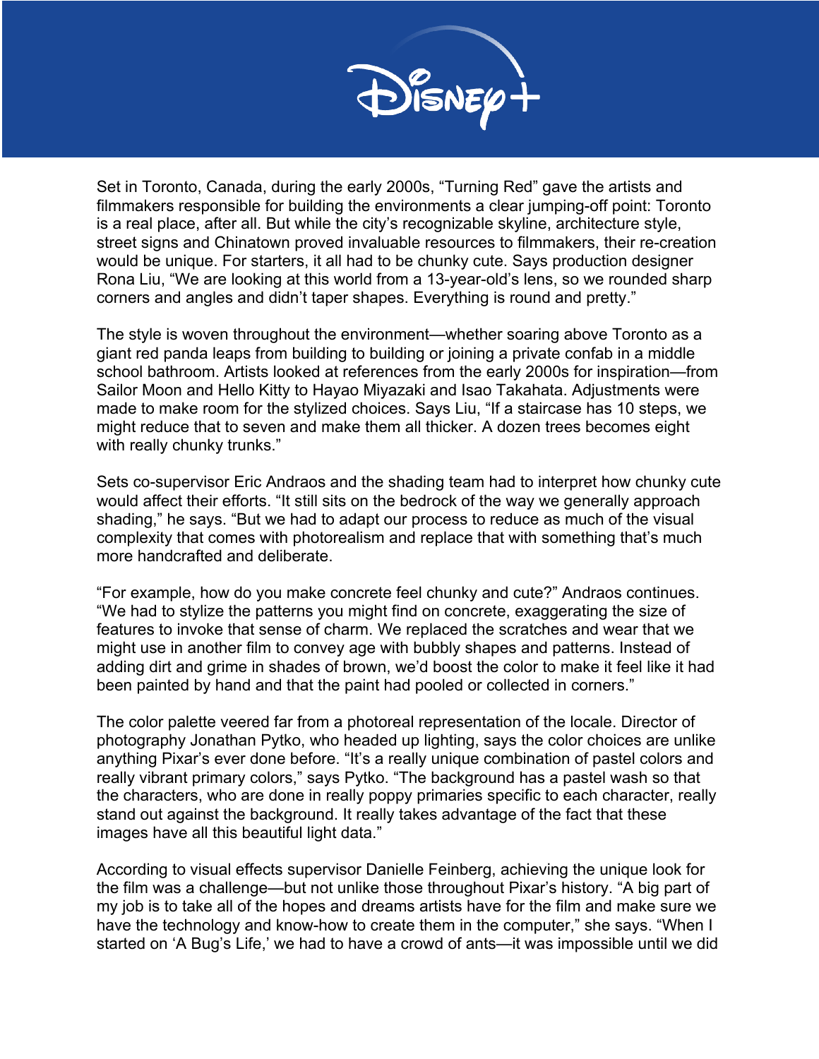Set in Toronto, Canada, during the early 2000s, “Turning Red” gave the artists and filmmakers responsible for building the environments a clear jumping-off point: Toronto is a real place, after all. But while the city’s recognizable skyline, architecture style, street signs and Chinatown proved invaluable resources to filmmakers, their re-creation would be unique. For starters, it all had to be chunky cute. Says production designer Rona Liu, “We are looking at this world from a 13-year-old’s lens, so we rounded sharp corners and angles and didn’t taper shapes. Everything is round and pretty.”

The style is woven throughout the environment—whether soaring above Toronto as a giant red panda leaps from building to building or joining a private confab in a middle school bathroom. Artists looked at references from the early 2000s for inspiration—from Sailor Moon and Hello Kitty to Hayao Miyazaki and Isao Takahata. Adjustments were made to make room for the stylized choices. Says Liu, “If a staircase has 10 steps, we might reduce that to seven and make them all thicker. A dozen trees becomes eight with really chunky trunks.”

Sets co-supervisor Eric Andraos and the shading team had to interpret how chunky cute would affect their efforts. “It still sits on the bedrock of the way we generally approach shading,” he says. “But we had to adapt our process to reduce as much of the visual complexity that comes with photorealism and replace that with something that’s much more handcrafted and deliberate.

“For example, how do you make concrete feel chunky and cute?” Andraos continues. “We had to stylize the patterns you might find on concrete, exaggerating the size of features to invoke that sense of charm. We replaced the scratches and wear that we might use in another film to convey age with bubbly shapes and patterns. Instead of adding dirt and grime in shades of brown, we’d boost the color to make it feel like it had been painted by hand and that the paint had pooled or collected in corners.”

The color palette veered far from a photoreal representation of the locale. Director of photography Jonathan Pytko, who headed up lighting, says the color choices are unlike anything Pixar’s ever done before. “It’s a really unique combination of pastel colors and really vibrant primary colors,” says Pytko. “The background has a pastel wash so that the characters, who are done in really poppy primaries specific to each character, really stand out against the background. It really takes advantage of the fact that these images have all this beautiful light data.”

According to visual effects supervisor Danielle Feinberg, achieving the unique look for the film was a challenge—but not unlike those throughout Pixar’s history. “A big part of my job is to take all of the hopes and dreams artists have for the film and make sure we have the technology and know-how to create them in the computer,” she says. “When I started on ‘A Bug’s Life,’ we had to have a crowd of ants—it was impossible until we did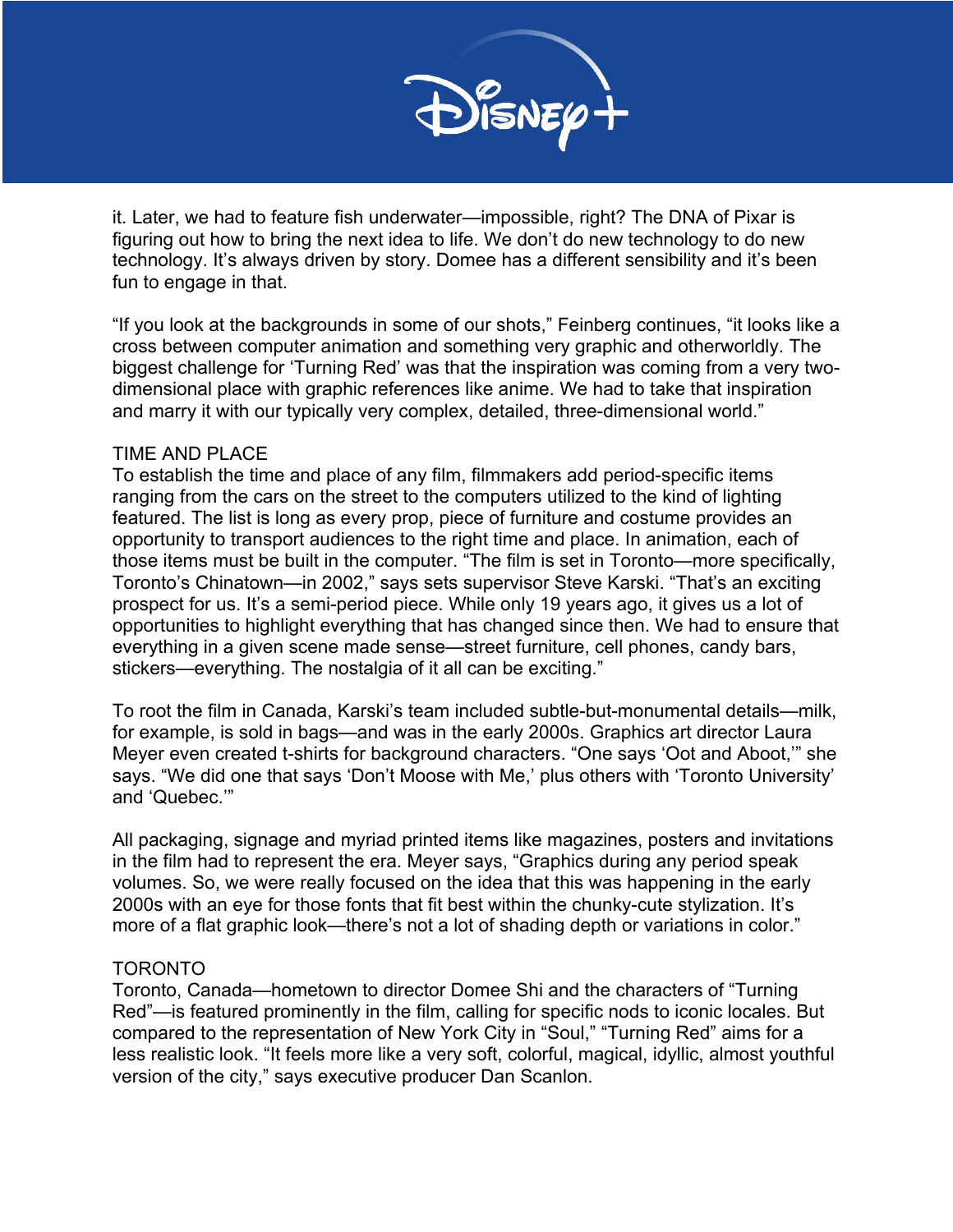it. Later, we had to feature fish underwater—impossible, right? The DNA of Pixar is figuring out how to bring the next idea to life. We don't do new technology to do new technology. It's always driven by story. Domee has a different sensibility and it's been fun to engage in that.

"If you look at the backgrounds in some of our shots," Feinberg continues, "it looks like a cross between computer animation and something very graphic and otherworldly. The biggest challenge for 'Turning Red' was that the inspiration was coming from a very two-dimensional place with graphic references like anime. We had to take that inspiration and marry it with our typically very complex, detailed, three-dimensional world."

## TIME AND PLACE

To establish the time and place of any film, filmmakers add period-specific items ranging from the cars on the street to the computers utilized to the kind of lighting featured. The list is long as every prop, piece of furniture and costume provides an opportunity to transport audiences to the right time and place. In animation, each of those items must be built in the computer. "The film is set in Toronto—more specifically, Toronto's Chinatown—in 2002," says sets supervisor Steve Karski. "That's an exciting prospect for us. It's a semi-period piece. While only 19 years ago, it gives us a lot of opportunities to highlight everything that has changed since then. We had to ensure that everything in a given scene made sense—street furniture, cell phones, candy bars, stickers—everything. The nostalgia of it all can be exciting."

To root the film in Canada, Karski's team included subtle-but-monumental details—milk, for example, is sold in bags—and was in the early 2000s. Graphics art director Laura Meyer even created t-shirts for background characters. "One says 'Oot and Aboot,'" she says. "We did one that says 'Don't Moose with Me,' plus others with 'Toronto University' and 'Quebec.'"

All packaging, signage and myriad printed items like magazines, posters and invitations in the film had to represent the era. Meyer says, "Graphics during any period speak volumes. So, we were really focused on the idea that this was happening in the early 2000s with an eye for those fonts that fit best within the chunky-cute stylization. It's more of a flat graphic look—there's not a lot of shading depth or variations in color."

## TORONTO

Toronto, Canada—hometown to director Domee Shi and the characters of "Turning Red"—is featured prominently in the film, calling for specific nods to iconic locales. But compared to the representation of New York City in "Soul," "Turning Red" aims for a less realistic look. "It feels more like a very soft, colorful, magical, idyllic, almost youthful version of the city," says executive producer Dan Scanlon.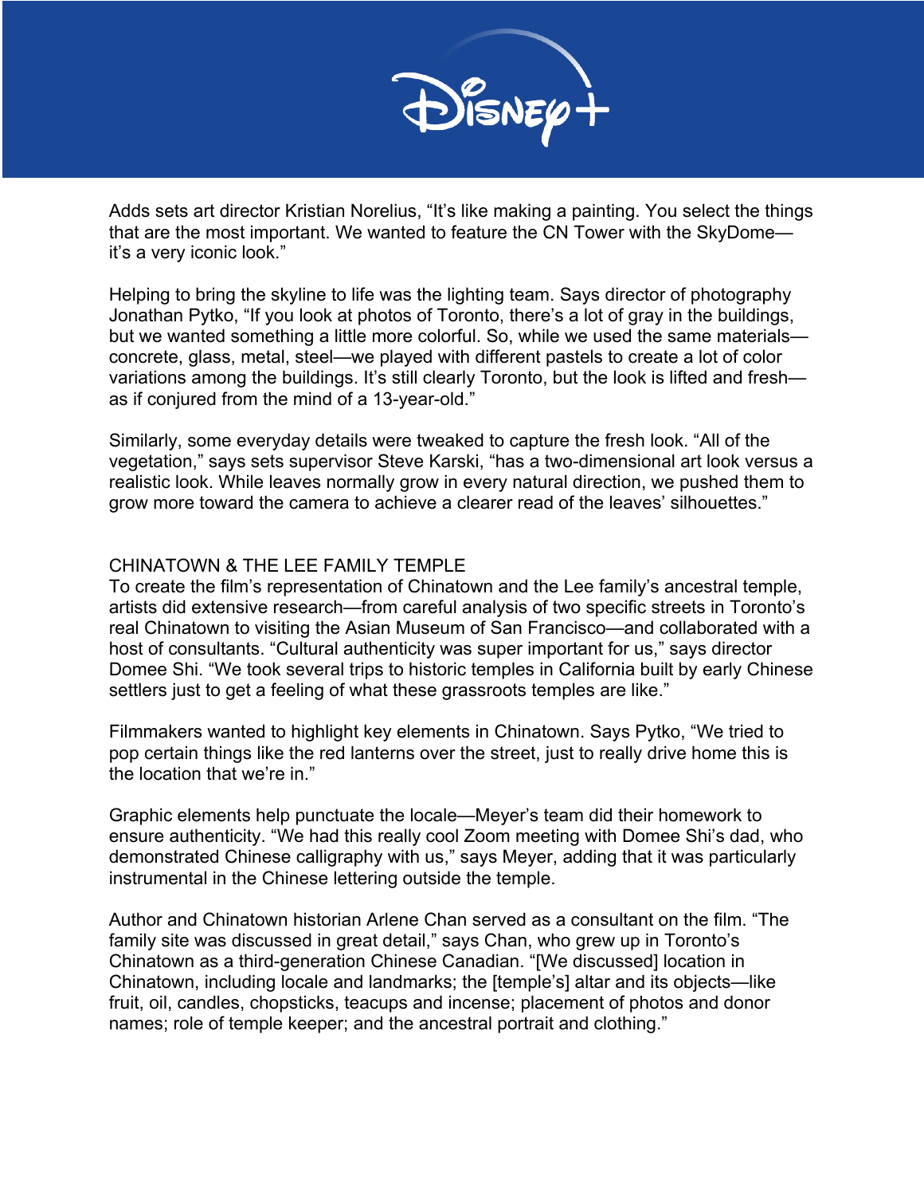Adds sets art director Kristian Norelius, "It's like making a painting. You select the things that are the most important. We wanted to feature the CN Tower with the SkyDome—it's a very iconic look."

Helping to bring the skyline to life was the lighting team. Says director of photography Jonathan Pytko, "If you look at photos of Toronto, there's a lot of gray in the buildings, but we wanted something a little more colorful. So, while we used the same materials—concrete, glass, metal, steel—we played with different pastels to create a lot of color variations among the buildings. It's still clearly Toronto, but the look is lifted and fresh—as if conjured from the mind of a 13-year-old."

Similarly, some everyday details were tweaked to capture the fresh look. "All of the vegetation," says sets supervisor Steve Karski, "has a two-dimensional art look versus a realistic look. While leaves normally grow in every natural direction, we pushed them to grow more toward the camera to achieve a clearer read of the leaves' silhouettes."

## CHINATOWN & THE LEE FAMILY TEMPLE

To create the film's representation of Chinatown and the Lee family's ancestral temple, artists did extensive research—from careful analysis of two specific streets in Toronto's real Chinatown to visiting the Asian Museum of San Francisco—and collaborated with a host of consultants. "Cultural authenticity was super important for us," says director Domee Shi. "We took several trips to historic temples in California built by early Chinese settlers just to get a feeling of what these grassroots temples are like."

Filmmakers wanted to highlight key elements in Chinatown. Says Pytko, "We tried to pop certain things like the red lanterns over the street, just to really drive home this is the location that we're in."

Graphic elements help punctuate the locale—Meyer's team did their homework to ensure authenticity. "We had this really cool Zoom meeting with Domee Shi's dad, who demonstrated Chinese calligraphy with us," says Meyer, adding that it was particularly instrumental in the Chinese lettering outside the temple.

Author and Chinatown historian Arlene Chan served as a consultant on the film. "The family site was discussed in great detail," says Chan, who grew up in Toronto's Chinatown as a third-generation Chinese Canadian. "[We discussed] location in Chinatown, including locale and landmarks; the [temple's] altar and its objects—like fruit, oil, candles, chopsticks, teacups and incense; placement of photos and donor names; role of temple keeper; and the ancestral portrait and clothing."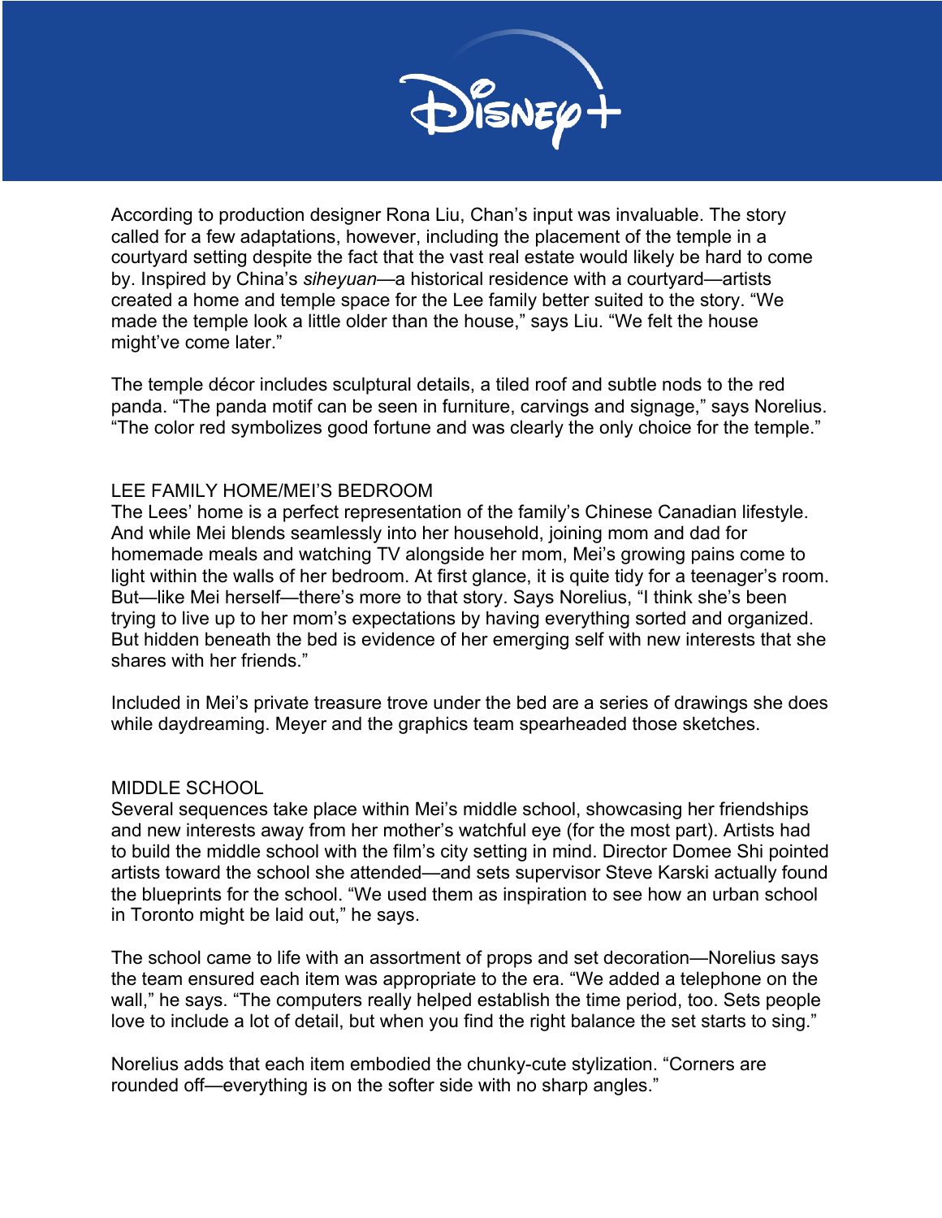According to production designer Rona Liu, Chan's input was invaluable. The story called for a few adaptations, however, including the placement of the temple in a courtyard setting despite the fact that the vast real estate would likely be hard to come by. Inspired by China's *siheyuan*—a historical residence with a courtyard—artists created a home and temple space for the Lee family better suited to the story. "We made the temple look a little older than the house," says Liu. "We felt the house might've come later."

The temple décor includes sculptural details, a tiled roof and subtle nods to the red panda. "The panda motif can be seen in furniture, carvings and signage," says Norelius. "The color red symbolizes good fortune and was clearly the only choice for the temple."

## LEE FAMILY HOME/MEI'S BEDROOM

The Lees' home is a perfect representation of the family's Chinese Canadian lifestyle. And while Mei blends seamlessly into her household, joining mom and dad for homemade meals and watching TV alongside her mom, Mei's growing pains come to light within the walls of her bedroom. At first glance, it is quite tidy for a teenager's room. But—like Mei herself—there's more to that story. Says Norelius, "I think she's been trying to live up to her mom's expectations by having everything sorted and organized. But hidden beneath the bed is evidence of her emerging self with new interests that she shares with her friends."

Included in Mei's private treasure trove under the bed are a series of drawings she does while daydreaming. Meyer and the graphics team spearheaded those sketches.

## MIDDLE SCHOOL

Several sequences take place within Mei's middle school, showcasing her friendships and new interests away from her mother's watchful eye (for the most part). Artists had to build the middle school with the film's city setting in mind. Director Domee Shi pointed artists toward the school she attended—and sets supervisor Steve Karski actually found the blueprints for the school. "We used them as inspiration to see how an urban school in Toronto might be laid out," he says.

The school came to life with an assortment of props and set decoration—Norelius says the team ensured each item was appropriate to the era. "We added a telephone on the wall," he says. "The computers really helped establish the time period, too. Sets people love to include a lot of detail, but when you find the right balance the set starts to sing."

Norelius adds that each item embodied the chunky-cute stylization. "Corners are rounded off—everything is on the softer side with no sharp angles."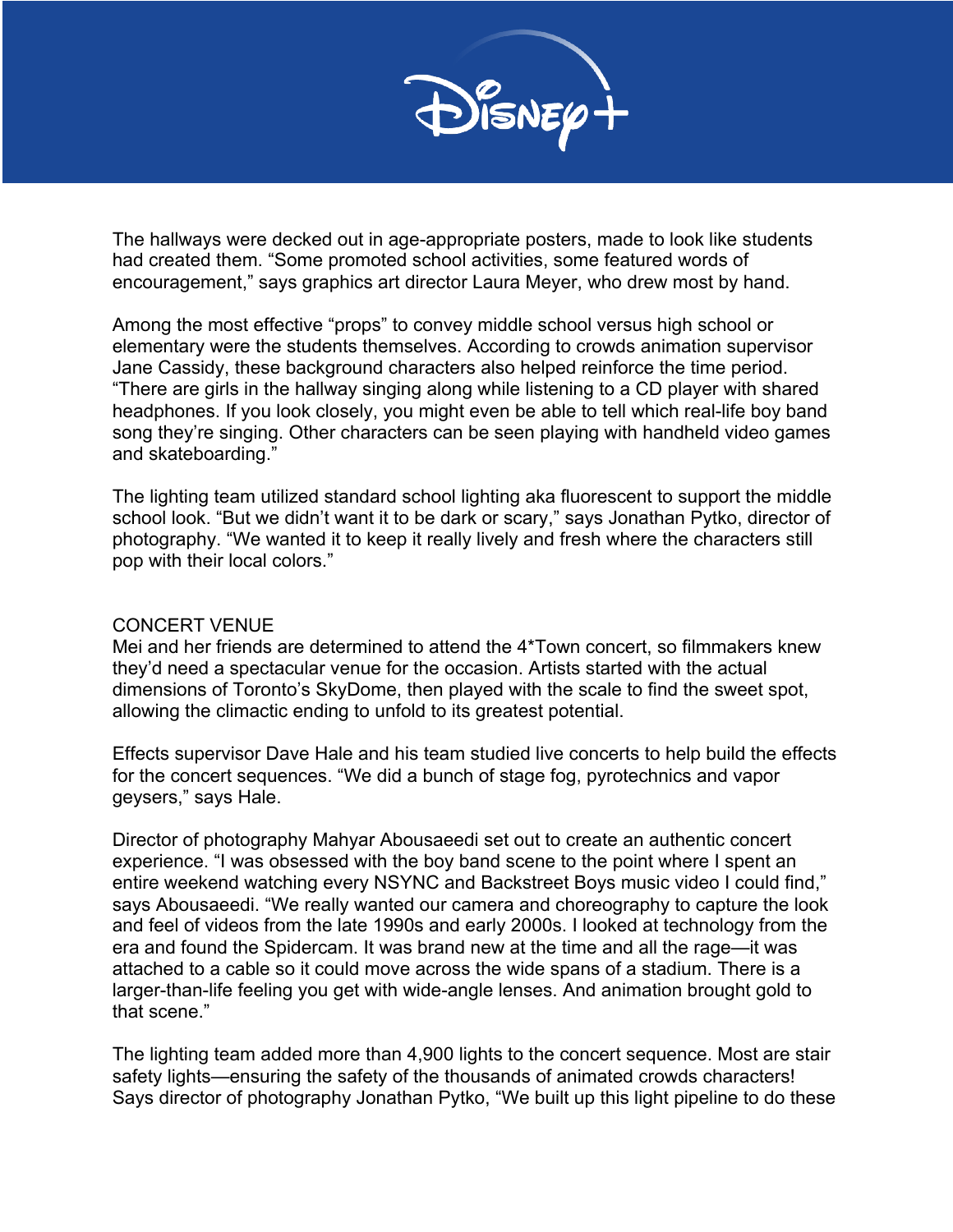The hallways were decked out in age-appropriate posters, made to look like students had created them. "Some promoted school activities, some featured words of encouragement," says graphics art director Laura Meyer, who drew most by hand.

Among the most effective "props" to convey middle school versus high school or elementary were the students themselves. According to crowds animation supervisor Jane Cassidy, these background characters also helped reinforce the time period. "There are girls in the hallway singing along while listening to a CD player with shared headphones. If you look closely, you might even be able to tell which real-life boy band song they're singing. Other characters can be seen playing with handheld video games and skateboarding."

The lighting team utilized standard school lighting aka fluorescent to support the middle school look. "But we didn't want it to be dark or scary," says Jonathan Pytko, director of photography. "We wanted it to keep it really lively and fresh where the characters still pop with their local colors."

## CONCERT VENUE

Mei and her friends are determined to attend the 4*Town concert, so filmmakers knew they'd need a spectacular venue for the occasion. Artists started with the actual dimensions of Toronto's SkyDome, then played with the scale to find the sweet spot, allowing the climactic ending to unfold to its greatest potential.

Effects supervisor Dave Hale and his team studied live concerts to help build the effects for the concert sequences. "We did a bunch of stage fog, pyrotechnics and vapor geysers," says Hale.

Director of photography Mahyar Abousaeedi set out to create an authentic concert experience. "I was obsessed with the boy band scene to the point where I spent an entire weekend watching every NSYNC and Backstreet Boys music video I could find," says Abousaeedi. "We really wanted our camera and choreography to capture the look and feel of videos from the late 1990s and early 2000s. I looked at technology from the era and found the Spidercam. It was brand new at the time and all the rage—it was attached to a cable so it could move across the wide spans of a stadium. There is a larger-than-life feeling you get with wide-angle lenses. And animation brought gold to that scene."

The lighting team added more than 4,900 lights to the concert sequence. Most are stair safety lights—ensuring the safety of the thousands of animated crowds characters! Says director of photography Jonathan Pytko, "We built up this light pipeline to do these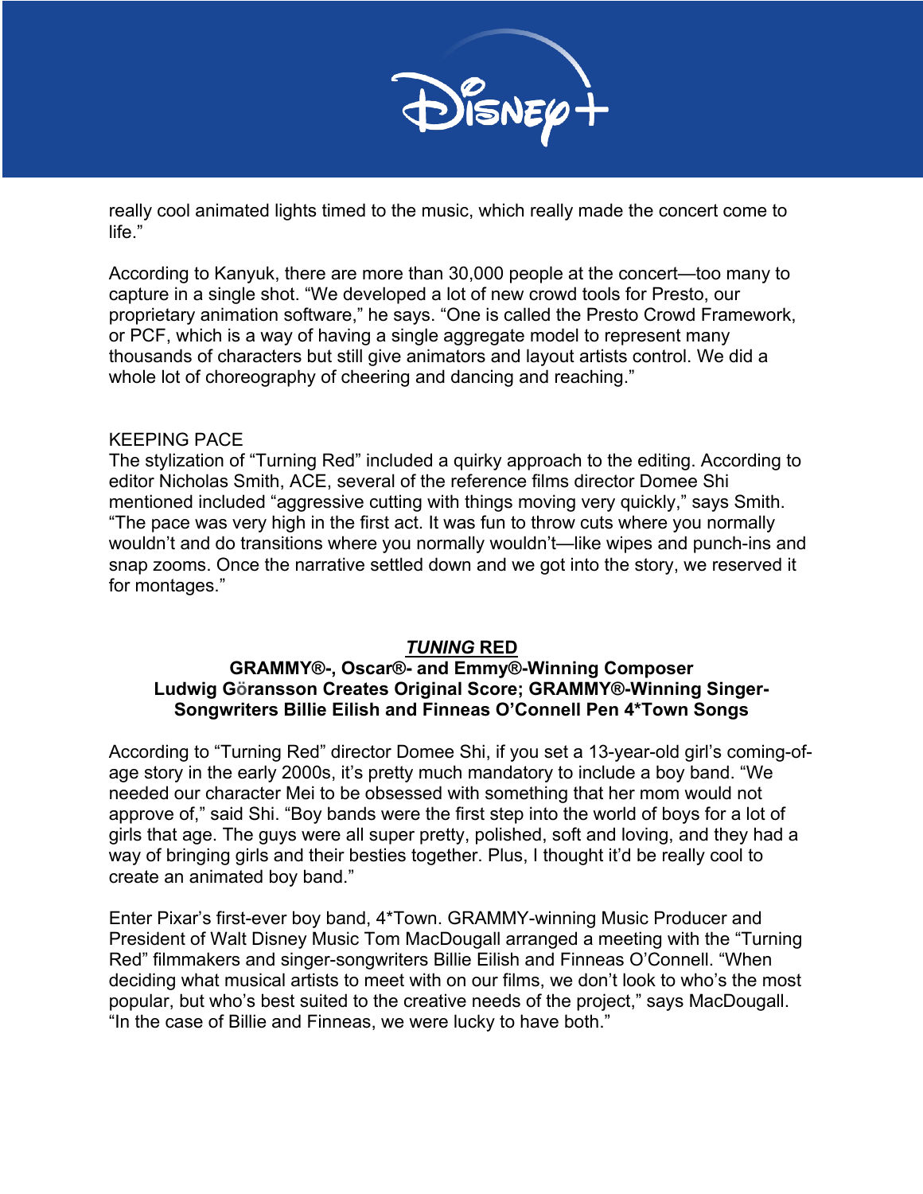really cool animated lights timed to the music, which really made the concert come to life."

According to Kanyuk, there are more than 30,000 people at the concert—too many to capture in a single shot. "We developed a lot of new crowd tools for Presto, our proprietary animation software," he says. "One is called the Presto Crowd Framework, or PCF, which is a way of having a single aggregate model to represent many thousands of characters but still give animators and layout artists control. We did a whole lot of choreography of cheering and dancing and reaching."

## KEEPING PACE

The stylization of "Turning Red" included a quirky approach to the editing. According to editor Nicholas Smith, ACE, several of the reference films director Domee Shi mentioned included "aggressive cutting with things moving very quickly," says Smith. "The pace was very high in the first act. It was fun to throw cuts where you normally wouldn't and do transitions where you normally wouldn't—like wipes and punch-ins and snap zooms. Once the narrative settled down and we got into the story, we reserved it for montages."

## ***TUNING* RED**

### GRAMMY®-, Oscar®- and Emmy®-Winning Composer Ludwig Göransson Creates Original Score; GRAMMY®-Winning Singer-Songwriters Billie Eilish and Finneas O'Connell Pen 4*Town Songs

According to "Turning Red" director Domee Shi, if you set a 13-year-old girl's coming-of-age story in the early 2000s, it's pretty much mandatory to include a boy band. "We needed our character Mei to be obsessed with something that her mom would not approve of," said Shi. "Boy bands were the first step into the world of boys for a lot of girls that age. The guys were all super pretty, polished, soft and loving, and they had a way of bringing girls and their besties together. Plus, I thought it'd be really cool to create an animated boy band."

Enter Pixar's first-ever boy band, 4*Town. GRAMMY-winning Music Producer and President of Walt Disney Music Tom MacDougall arranged a meeting with the "Turning Red" filmmakers and singer-songwriters Billie Eilish and Finneas O'Connell. "When deciding what musical artists to meet with on our films, we don't look to who's the most popular, but who's best suited to the creative needs of the project," says MacDougall. "In the case of Billie and Finneas, we were lucky to have both."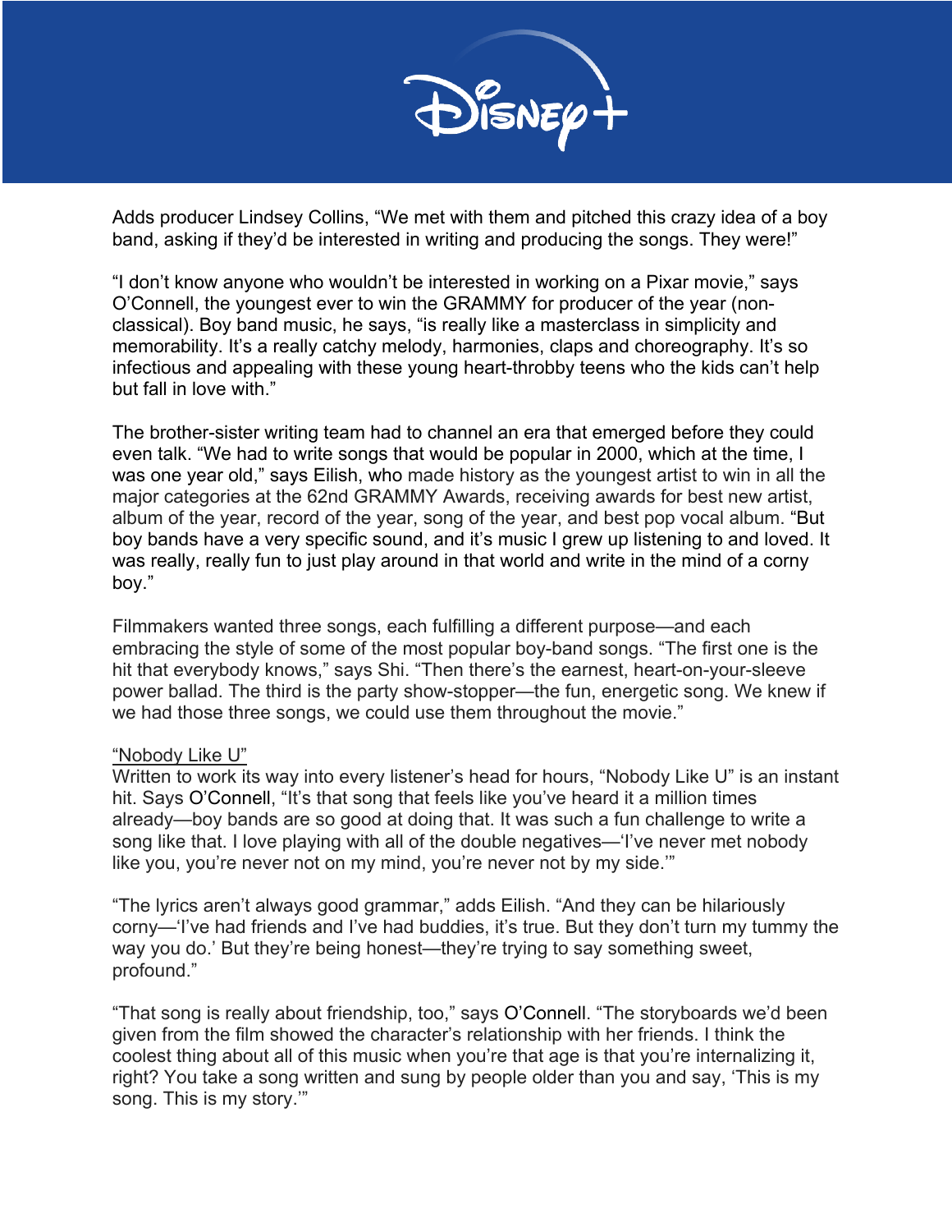Adds producer Lindsey Collins, "We met with them and pitched this crazy idea of a boy band, asking if they'd be interested in writing and producing the songs. They were!"

"I don't know anyone who wouldn't be interested in working on a Pixar movie," says O'Connell, the youngest ever to win the GRAMMY for producer of the year (non-classical). Boy band music, he says, "is really like a masterclass in simplicity and memorability. It's a really catchy melody, harmonies, claps and choreography. It's so infectious and appealing with these young heart-throbby teens who the kids can't help but fall in love with."

The brother-sister writing team had to channel an era that emerged before they could even talk. "We had to write songs that would be popular in 2000, which at the time, I was one year old," says Eilish, who made history as the youngest artist to win in all the major categories at the 62nd GRAMMY Awards, receiving awards for best new artist, album of the year, record of the year, song of the year, and best pop vocal album. "But boy bands have a very specific sound, and it's music I grew up listening to and loved. It was really, really fun to just play around in that world and write in the mind of a corny boy."

Filmmakers wanted three songs, each fulfilling a different purpose—and each embracing the style of some of the most popular boy-band songs. "The first one is the hit that everybody knows," says Shi. "Then there's the earnest, heart-on-your-sleeve power ballad. The third is the party show-stopper—the fun, energetic song. We knew if we had those three songs, we could use them throughout the movie."

<u>"Nobody Like U"</u>

Written to work its way into every listener's head for hours, "Nobody Like U" is an instant hit. Says O'Connell, "It's that song that feels like you've heard it a million times already—boy bands are so good at doing that. It was such a fun challenge to write a song like that. I love playing with all of the double negatives—'I've never met nobody like you, you're never not on my mind, you're never not by my side.'"

"The lyrics aren't always good grammar," adds Eilish. "And they can be hilariously corny—'I've had friends and I've had buddies, it's true. But they don't turn my tummy the way you do.' But they're being honest—they're trying to say something sweet, profound."

"That song is really about friendship, too," says O'Connell. "The storyboards we'd been given from the film showed the character's relationship with her friends. I think the coolest thing about all of this music when you're that age is that you're internalizing it, right? You take a song written and sung by people older than you and say, 'This is my song. This is my story.'"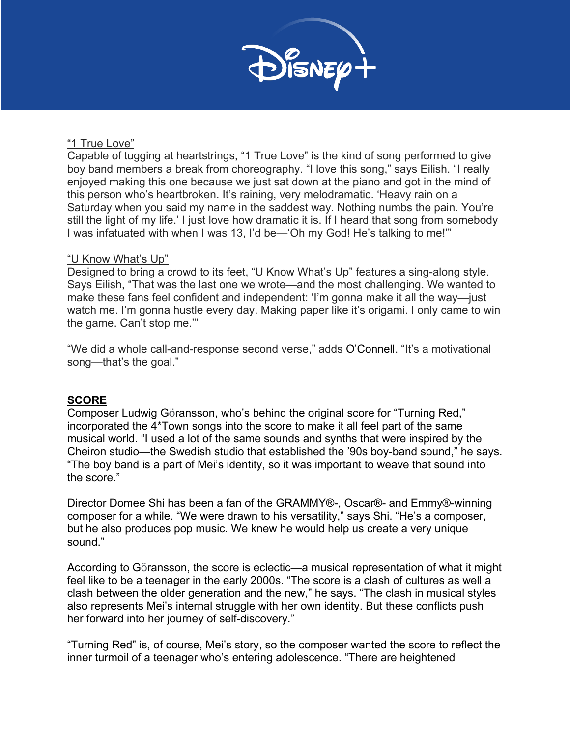<u>"1 True Love"</u>
Capable of tugging at heartstrings, "1 True Love" is the kind of song performed to give boy band members a break from choreography. "I love this song," says Eilish. "I really enjoyed making this one because we just sat down at the piano and got in the mind of this person who's heartbroken. It's raining, very melodramatic. 'Heavy rain on a Saturday when you said my name in the saddest way. Nothing numbs the pain. You're still the light of my life.' I just love how dramatic it is. If I heard that song from somebody I was infatuated with when I was 13, I'd be—'Oh my God! He's talking to me!'"

<u>"U Know What's Up"</u>
Designed to bring a crowd to its feet, "U Know What's Up" features a sing-along style. Says Eilish, "That was the last one we wrote—and the most challenging. We wanted to make these fans feel confident and independent: 'I'm gonna make it all the way—just watch me. I'm gonna hustle every day. Making paper like it's origami. I only came to win the game. Can't stop me.'"

"We did a whole call-and-response second verse," adds O'Connell. "It's a motivational song—that's the goal."

## SCORE

Composer Ludwig Göransson, who's behind the original score for "Turning Red," incorporated the 4*Town songs into the score to make it all feel part of the same musical world. "I used a lot of the same sounds and synths that were inspired by the Cheiron studio—the Swedish studio that established the '90s boy-band sound," he says. "The boy band is a part of Mei's identity, so it was important to weave that sound into the score."

Director Domee Shi has been a fan of the GRAMMY®-, Oscar®- and Emmy®-winning composer for a while. "We were drawn to his versatility," says Shi. "He's a composer, but he also produces pop music. We knew he would help us create a very unique sound."

According to Göransson, the score is eclectic—a musical representation of what it might feel like to be a teenager in the early 2000s. "The score is a clash of cultures as well a clash between the older generation and the new," he says. "The clash in musical styles also represents Mei's internal struggle with her own identity. But these conflicts push her forward into her journey of self-discovery."

"Turning Red" is, of course, Mei's story, so the composer wanted the score to reflect the inner turmoil of a teenager who's entering adolescence. "There are heightened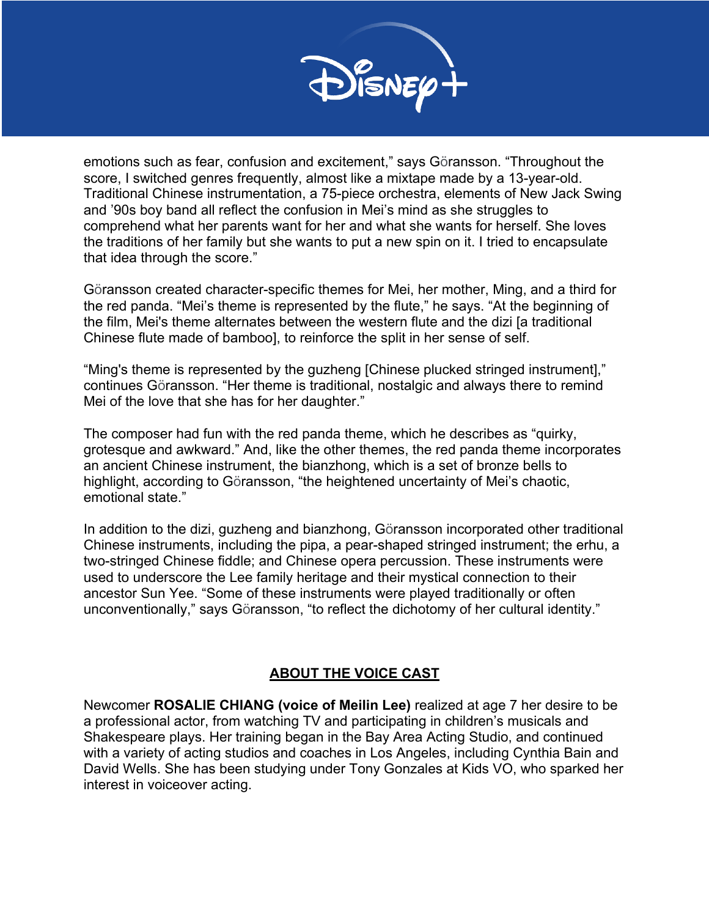emotions such as fear, confusion and excitement," says Göransson. "Throughout the score, I switched genres frequently, almost like a mixtape made by a 13-year-old. Traditional Chinese instrumentation, a 75-piece orchestra, elements of New Jack Swing and '90s boy band all reflect the confusion in Mei's mind as she struggles to comprehend what her parents want for her and what she wants for herself. She loves the traditions of her family but she wants to put a new spin on it. I tried to encapsulate that idea through the score."

Göransson created character-specific themes for Mei, her mother, Ming, and a third for the red panda. "Mei's theme is represented by the flute," he says. "At the beginning of the film, Mei's theme alternates between the western flute and the dizi [a traditional Chinese flute made of bamboo], to reinforce the split in her sense of self.

"Ming's theme is represented by the guzheng [Chinese plucked stringed instrument]," continues Göransson. "Her theme is traditional, nostalgic and always there to remind Mei of the love that she has for her daughter."

The composer had fun with the red panda theme, which he describes as "quirky, grotesque and awkward." And, like the other themes, the red panda theme incorporates an ancient Chinese instrument, the bianzhong, which is a set of bronze bells to highlight, according to Göransson, "the heightened uncertainty of Mei's chaotic, emotional state."

In addition to the dizi, guzheng and bianzhong, Göransson incorporated other traditional Chinese instruments, including the pipa, a pear-shaped stringed instrument; the erhu, a two-stringed Chinese fiddle; and Chinese opera percussion. These instruments were used to underscore the Lee family heritage and their mystical connection to their ancestor Sun Yee. "Some of these instruments were played traditionally or often unconventionally," says Göransson, "to reflect the dichotomy of her cultural identity."

## ABOUT THE VOICE CAST

Newcomer **ROSALIE CHIANG (voice of Meilin Lee)** realized at age 7 her desire to be a professional actor, from watching TV and participating in children's musicals and Shakespeare plays. Her training began in the Bay Area Acting Studio, and continued with a variety of acting studios and coaches in Los Angeles, including Cynthia Bain and David Wells. She has been studying under Tony Gonzales at Kids VO, who sparked her interest in voiceover acting.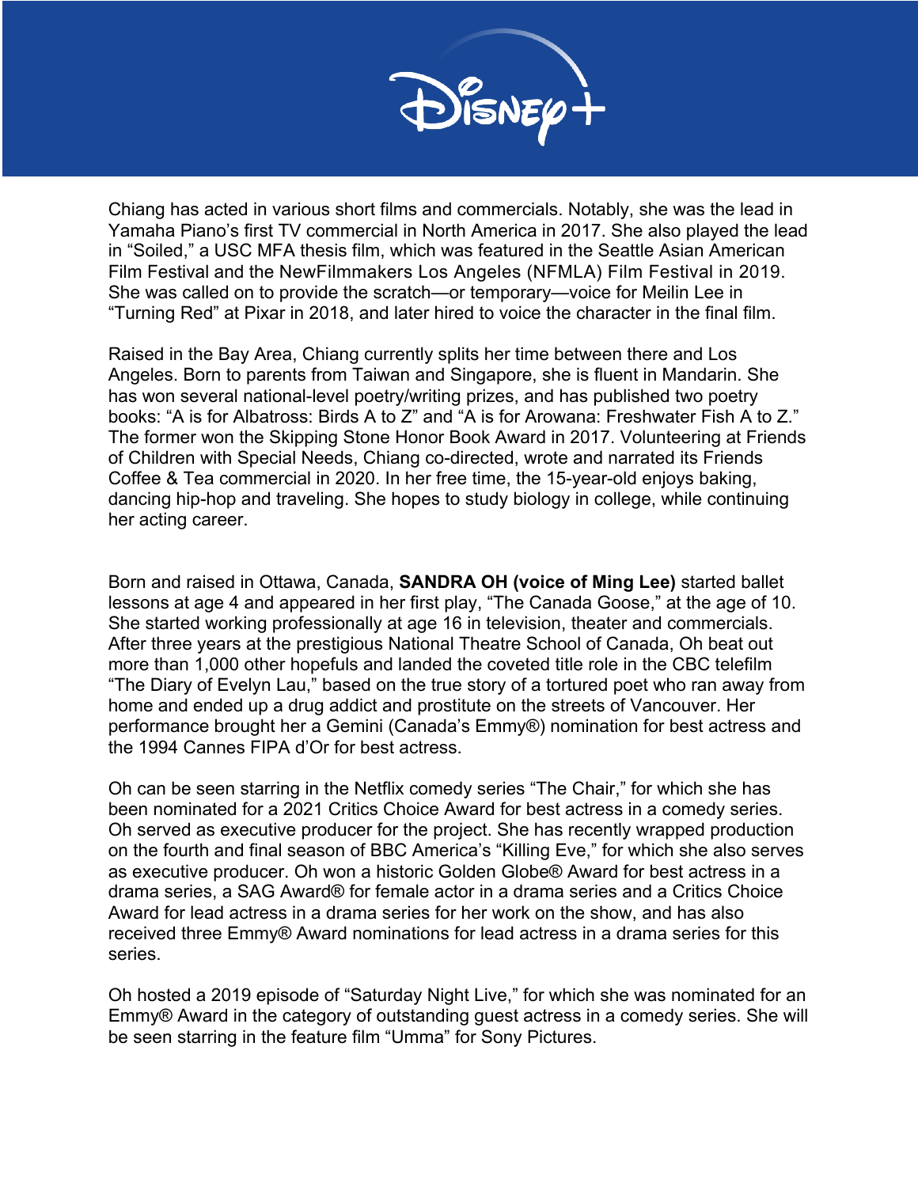Chiang has acted in various short films and commercials. Notably, she was the lead in Yamaha Piano's first TV commercial in North America in 2017. She also played the lead in "Soiled," a USC MFA thesis film, which was featured in the Seattle Asian American Film Festival and the NewFilmmakers Los Angeles (NFMLA) Film Festival in 2019. She was called on to provide the scratch—or temporary—voice for Meilin Lee in "Turning Red" at Pixar in 2018, and later hired to voice the character in the final film.

Raised in the Bay Area, Chiang currently splits her time between there and Los Angeles. Born to parents from Taiwan and Singapore, she is fluent in Mandarin. She has won several national-level poetry/writing prizes, and has published two poetry books: "A is for Albatross: Birds A to Z" and "A is for Arowana: Freshwater Fish A to Z." The former won the Skipping Stone Honor Book Award in 2017. Volunteering at Friends of Children with Special Needs, Chiang co-directed, wrote and narrated its Friends Coffee & Tea commercial in 2020. In her free time, the 15-year-old enjoys baking, dancing hip-hop and traveling. She hopes to study biology in college, while continuing her acting career.

Born and raised in Ottawa, Canada, **SANDRA OH (voice of Ming Lee)** started ballet lessons at age 4 and appeared in her first play, "The Canada Goose," at the age of 10. She started working professionally at age 16 in television, theater and commercials. After three years at the prestigious National Theatre School of Canada, Oh beat out more than 1,000 other hopefuls and landed the coveted title role in the CBC telefilm "The Diary of Evelyn Lau," based on the true story of a tortured poet who ran away from home and ended up a drug addict and prostitute on the streets of Vancouver. Her performance brought her a Gemini (Canada's Emmy®) nomination for best actress and the 1994 Cannes FIPA d'Or for best actress.

Oh can be seen starring in the Netflix comedy series "The Chair," for which she has been nominated for a 2021 Critics Choice Award for best actress in a comedy series. Oh served as executive producer for the project. She has recently wrapped production on the fourth and final season of BBC America's "Killing Eve," for which she also serves as executive producer. Oh won a historic Golden Globe® Award for best actress in a drama series, a SAG Award® for female actor in a drama series and a Critics Choice Award for lead actress in a drama series for her work on the show, and has also received three Emmy® Award nominations for lead actress in a drama series for this series.

Oh hosted a 2019 episode of "Saturday Night Live," for which she was nominated for an Emmy® Award in the category of outstanding guest actress in a comedy series. She will be seen starring in the feature film "Umma" for Sony Pictures.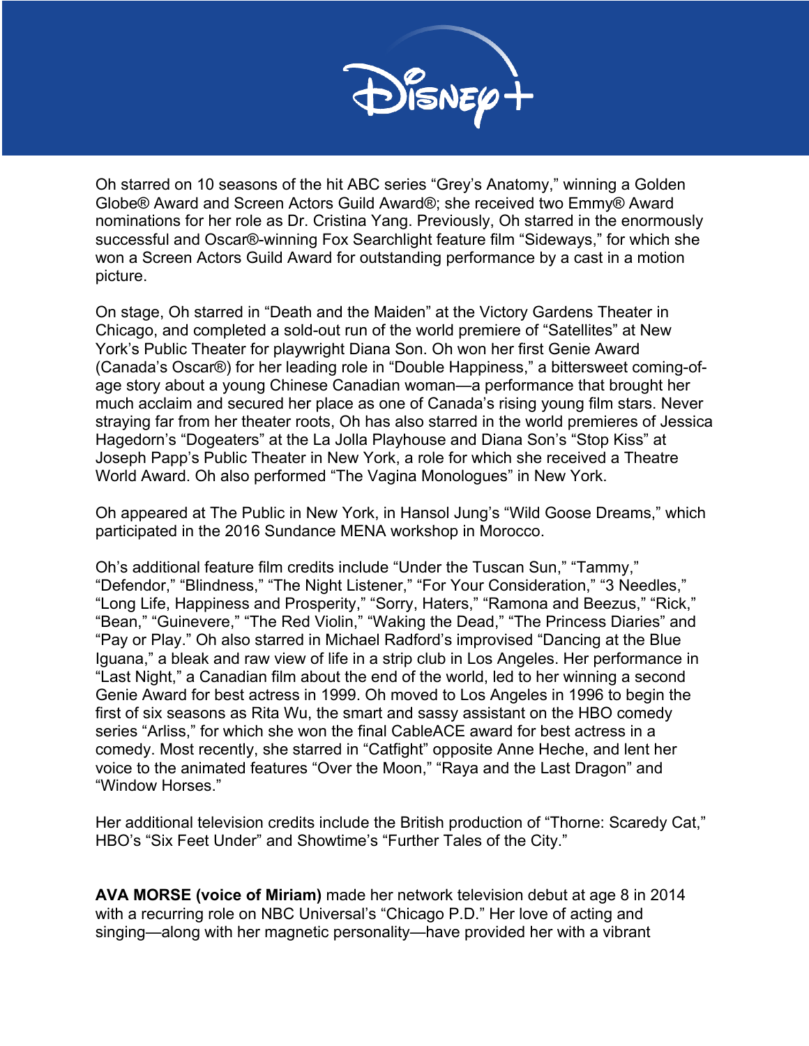Oh starred on 10 seasons of the hit ABC series "Grey's Anatomy," winning a Golden Globe® Award and Screen Actors Guild Award®; she received two Emmy® Award nominations for her role as Dr. Cristina Yang. Previously, Oh starred in the enormously successful and Oscar®-winning Fox Searchlight feature film "Sideways," for which she won a Screen Actors Guild Award for outstanding performance by a cast in a motion picture.

On stage, Oh starred in "Death and the Maiden" at the Victory Gardens Theater in Chicago, and completed a sold-out run of the world premiere of "Satellites" at New York's Public Theater for playwright Diana Son. Oh won her first Genie Award (Canada's Oscar®) for her leading role in "Double Happiness," a bittersweet coming-of-age story about a young Chinese Canadian woman—a performance that brought her much acclaim and secured her place as one of Canada's rising young film stars. Never straying far from her theater roots, Oh has also starred in the world premieres of Jessica Hagedorn's "Dogeaters" at the La Jolla Playhouse and Diana Son's "Stop Kiss" at Joseph Papp's Public Theater in New York, a role for which she received a Theatre World Award. Oh also performed "The Vagina Monologues" in New York.

Oh appeared at The Public in New York, in Hansol Jung's "Wild Goose Dreams," which participated in the 2016 Sundance MENA workshop in Morocco.

Oh's additional feature film credits include "Under the Tuscan Sun," "Tammy," "Defendor," "Blindness," "The Night Listener," "For Your Consideration," "3 Needles," "Long Life, Happiness and Prosperity," "Sorry, Haters," "Ramona and Beezus," "Rick," "Bean," "Guinevere," "The Red Violin," "Waking the Dead," "The Princess Diaries" and "Pay or Play." Oh also starred in Michael Radford's improvised "Dancing at the Blue Iguana," a bleak and raw view of life in a strip club in Los Angeles. Her performance in "Last Night," a Canadian film about the end of the world, led to her winning a second Genie Award for best actress in 1999. Oh moved to Los Angeles in 1996 to begin the first of six seasons as Rita Wu, the smart and sassy assistant on the HBO comedy series "Arliss," for which she won the final CableACE award for best actress in a comedy. Most recently, she starred in "Catfight" opposite Anne Heche, and lent her voice to the animated features "Over the Moon," "Raya and the Last Dragon" and "Window Horses."

Her additional television credits include the British production of "Thorne: Scaredy Cat," HBO's "Six Feet Under" and Showtime's "Further Tales of the City."

**AVA MORSE (voice of Miriam)** made her network television debut at age 8 in 2014 with a recurring role on NBC Universal's "Chicago P.D." Her love of acting and singing—along with her magnetic personality—have provided her with a vibrant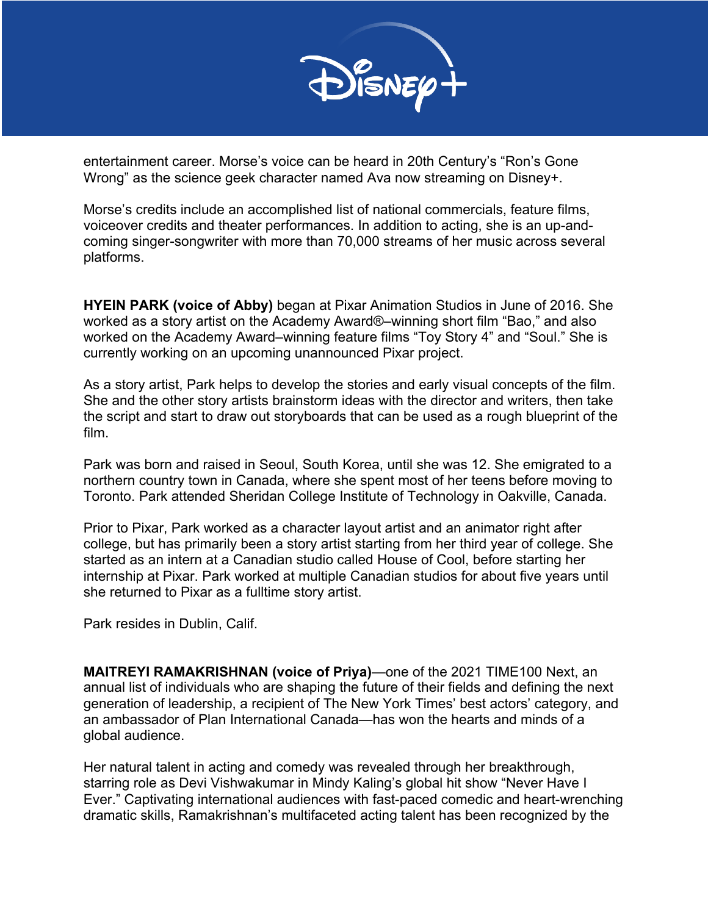entertainment career. Morse's voice can be heard in 20th Century's "Ron's Gone Wrong" as the science geek character named Ava now streaming on Disney+.

Morse's credits include an accomplished list of national commercials, feature films, voiceover credits and theater performances. In addition to acting, she is an up-and-coming singer-songwriter with more than 70,000 streams of her music across several platforms.

**HYEIN PARK (voice of Abby)** began at Pixar Animation Studios in June of 2016. She worked as a story artist on the Academy Award®–winning short film "Bao," and also worked on the Academy Award–winning feature films "Toy Story 4" and "Soul." She is currently working on an upcoming unannounced Pixar project.

As a story artist, Park helps to develop the stories and early visual concepts of the film. She and the other story artists brainstorm ideas with the director and writers, then take the script and start to draw out storyboards that can be used as a rough blueprint of the film.

Park was born and raised in Seoul, South Korea, until she was 12. She emigrated to a northern country town in Canada, where she spent most of her teens before moving to Toronto. Park attended Sheridan College Institute of Technology in Oakville, Canada.

Prior to Pixar, Park worked as a character layout artist and an animator right after college, but has primarily been a story artist starting from her third year of college. She started as an intern at a Canadian studio called House of Cool, before starting her internship at Pixar. Park worked at multiple Canadian studios for about five years until she returned to Pixar as a fulltime story artist.

Park resides in Dublin, Calif.

**MAITREYI RAMAKRISHNAN (voice of Priya)**—one of the 2021 TIME100 Next, an annual list of individuals who are shaping the future of their fields and defining the next generation of leadership, a recipient of The New York Times' best actors' category, and an ambassador of Plan International Canada—has won the hearts and minds of a global audience.

Her natural talent in acting and comedy was revealed through her breakthrough, starring role as Devi Vishwakumar in Mindy Kaling's global hit show "Never Have I Ever." Captivating international audiences with fast-paced comedic and heart-wrenching dramatic skills, Ramakrishnan's multifaceted acting talent has been recognized by the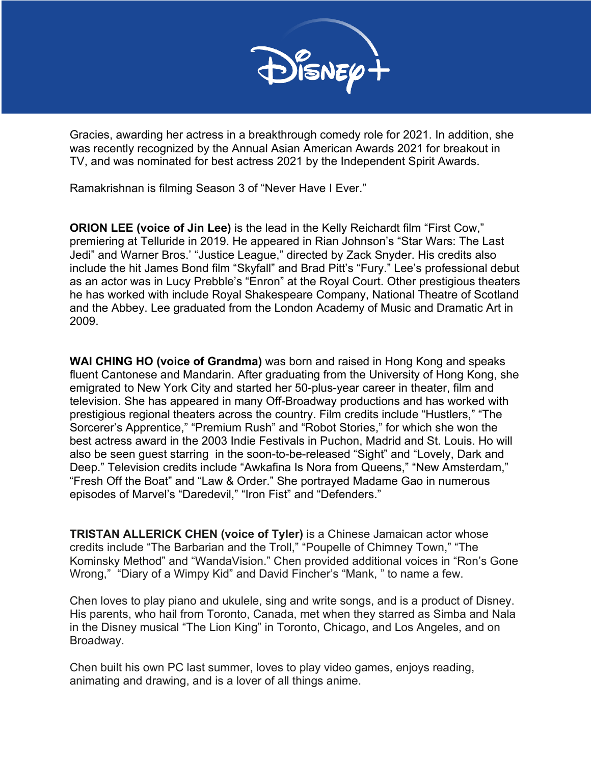Gracies, awarding her actress in a breakthrough comedy role for 2021. In addition, she was recently recognized by the Annual Asian American Awards 2021 for breakout in TV, and was nominated for best actress 2021 by the Independent Spirit Awards.

Ramakrishnan is filming Season 3 of "Never Have I Ever."

**ORION LEE (voice of Jin Lee)** is the lead in the Kelly Reichardt film "First Cow," premiering at Telluride in 2019. He appeared in Rian Johnson's "Star Wars: The Last Jedi" and Warner Bros.' "Justice League," directed by Zack Snyder. His credits also include the hit James Bond film "Skyfall" and Brad Pitt's "Fury." Lee's professional debut as an actor was in Lucy Prebble's "Enron" at the Royal Court. Other prestigious theaters he has worked with include Royal Shakespeare Company, National Theatre of Scotland and the Abbey. Lee graduated from the London Academy of Music and Dramatic Art in 2009.

**WAI CHING HO (voice of Grandma)** was born and raised in Hong Kong and speaks fluent Cantonese and Mandarin. After graduating from the University of Hong Kong, she emigrated to New York City and started her 50-plus-year career in theater, film and television. She has appeared in many Off-Broadway productions and has worked with prestigious regional theaters across the country. Film credits include "Hustlers," "The Sorcerer's Apprentice," "Premium Rush" and "Robot Stories," for which she won the best actress award in the 2003 Indie Festivals in Puchon, Madrid and St. Louis. Ho will also be seen guest starring in the soon-to-be-released "Sight" and "Lovely, Dark and Deep." Television credits include "Awkafina Is Nora from Queens," "New Amsterdam," "Fresh Off the Boat" and "Law & Order." She portrayed Madame Gao in numerous episodes of Marvel's "Daredevil," "Iron Fist" and "Defenders."

**TRISTAN ALLERICK CHEN (voice of Tyler)** is a Chinese Jamaican actor whose credits include "The Barbarian and the Troll," "Poupelle of Chimney Town," "The Kominsky Method" and "WandaVision." Chen provided additional voices in "Ron's Gone Wrong," "Diary of a Wimpy Kid" and David Fincher's "Mank, " to name a few.

Chen loves to play piano and ukulele, sing and write songs, and is a product of Disney. His parents, who hail from Toronto, Canada, met when they starred as Simba and Nala in the Disney musical "The Lion King" in Toronto, Chicago, and Los Angeles, and on Broadway.

Chen built his own PC last summer, loves to play video games, enjoys reading, animating and drawing, and is a lover of all things anime.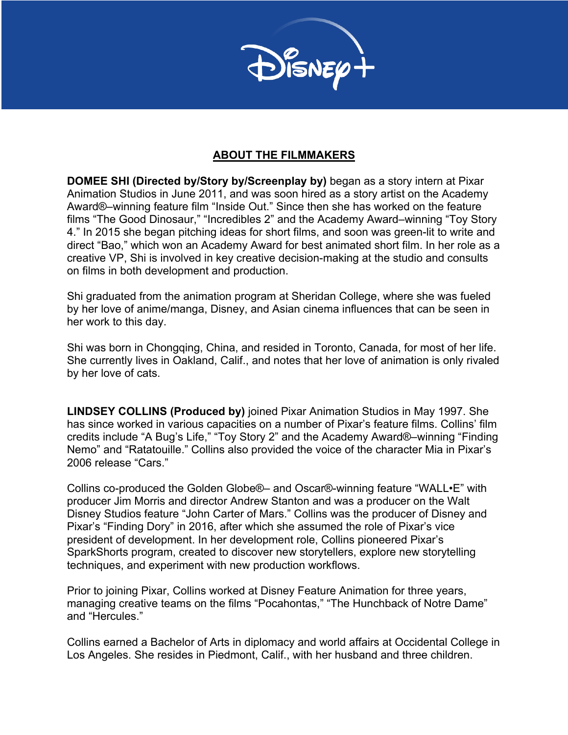## ABOUT THE FILMMAKERS

**DOMEE SHI (Directed by/Story by/Screenplay by)** began as a story intern at Pixar Animation Studios in June 2011, and was soon hired as a story artist on the Academy Award®–winning feature film "Inside Out." Since then she has worked on the feature films "The Good Dinosaur," "Incredibles 2" and the Academy Award–winning "Toy Story 4." In 2015 she began pitching ideas for short films, and soon was green-lit to write and direct "Bao," which won an Academy Award for best animated short film. In her role as a creative VP, Shi is involved in key creative decision-making at the studio and consults on films in both development and production.

Shi graduated from the animation program at Sheridan College, where she was fueled by her love of anime/manga, Disney, and Asian cinema influences that can be seen in her work to this day.

Shi was born in Chongqing, China, and resided in Toronto, Canada, for most of her life. She currently lives in Oakland, Calif., and notes that her love of animation is only rivaled by her love of cats.

**LINDSEY COLLINS (Produced by)** joined Pixar Animation Studios in May 1997. She has since worked in various capacities on a number of Pixar's feature films. Collins' film credits include "A Bug's Life," "Toy Story 2" and the Academy Award®–winning "Finding Nemo" and "Ratatouille." Collins also provided the voice of the character Mia in Pixar's 2006 release "Cars."

Collins co-produced the Golden Globe®– and Oscar®-winning feature "WALL•E" with producer Jim Morris and director Andrew Stanton and was a producer on the Walt Disney Studios feature "John Carter of Mars." Collins was the producer of Disney and Pixar's "Finding Dory" in 2016, after which she assumed the role of Pixar's vice president of development. In her development role, Collins pioneered Pixar's SparkShorts program, created to discover new storytellers, explore new storytelling techniques, and experiment with new production workflows.

Prior to joining Pixar, Collins worked at Disney Feature Animation for three years, managing creative teams on the films "Pocahontas," "The Hunchback of Notre Dame" and "Hercules."

Collins earned a Bachelor of Arts in diplomacy and world affairs at Occidental College in Los Angeles. She resides in Piedmont, Calif., with her husband and three children.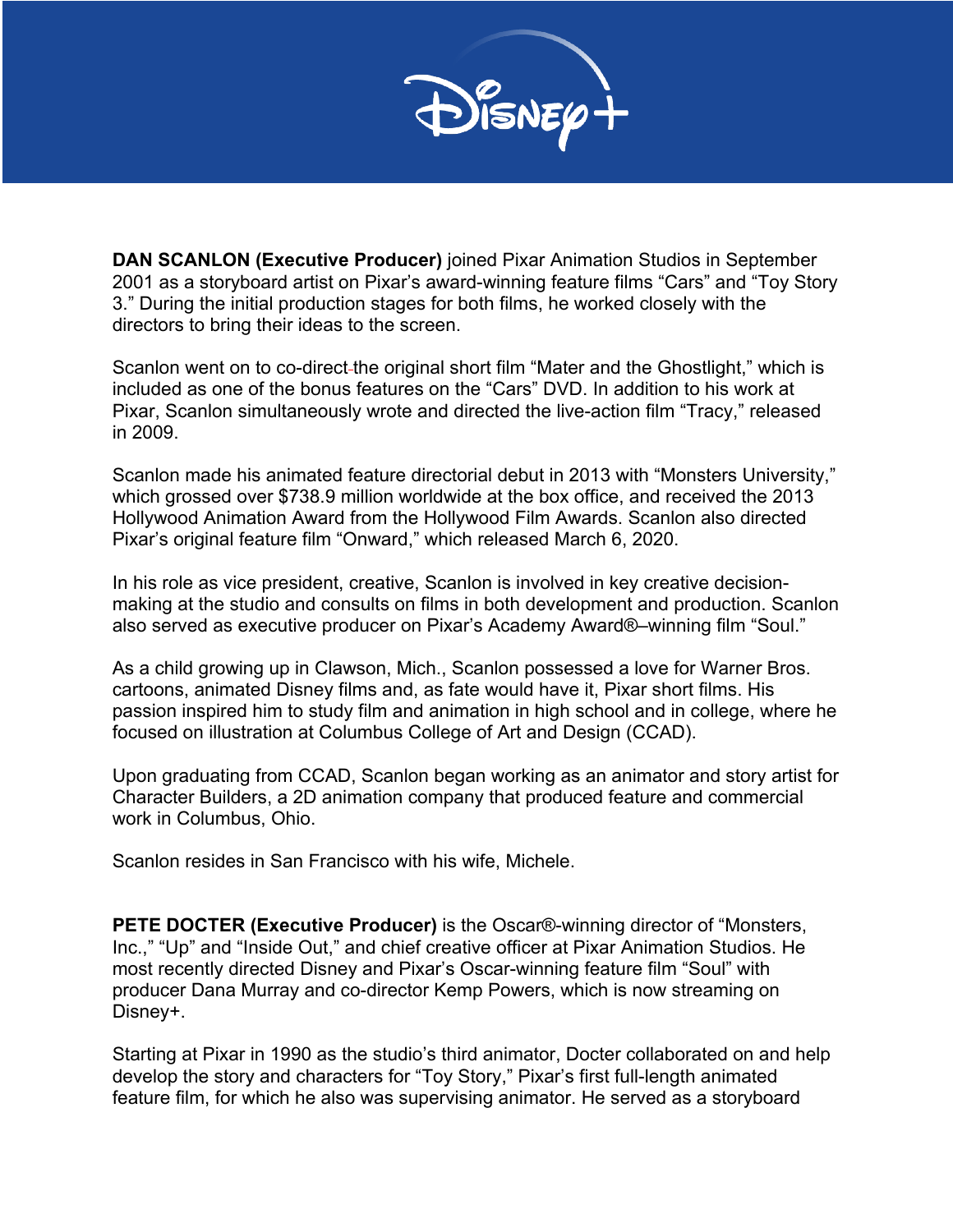**DAN SCANLON (Executive Producer)** joined Pixar Animation Studios in September 2001 as a storyboard artist on Pixar's award-winning feature films "Cars" and "Toy Story 3." During the initial production stages for both films, he worked closely with the directors to bring their ideas to the screen.

Scanlon went on to co-direct the original short film "Mater and the Ghostlight," which is included as one of the bonus features on the "Cars" DVD. In addition to his work at Pixar, Scanlon simultaneously wrote and directed the live-action film "Tracy," released in 2009.

Scanlon made his animated feature directorial debut in 2013 with "Monsters University," which grossed over $738.9 million worldwide at the box office, and received the 2013 Hollywood Animation Award from the Hollywood Film Awards. Scanlon also directed Pixar's original feature film "Onward," which released March 6, 2020.

In his role as vice president, creative, Scanlon is involved in key creative decision-making at the studio and consults on films in both development and production. Scanlon also served as executive producer on Pixar's Academy Award®–winning film "Soul."

As a child growing up in Clawson, Mich., Scanlon possessed a love for Warner Bros. cartoons, animated Disney films and, as fate would have it, Pixar short films. His passion inspired him to study film and animation in high school and in college, where he focused on illustration at Columbus College of Art and Design (CCAD).

Upon graduating from CCAD, Scanlon began working as an animator and story artist for Character Builders, a 2D animation company that produced feature and commercial work in Columbus, Ohio.

Scanlon resides in San Francisco with his wife, Michele.

**PETE DOCTER (Executive Producer)** is the Oscar®-winning director of "Monsters, Inc.," "Up" and "Inside Out," and chief creative officer at Pixar Animation Studios. He most recently directed Disney and Pixar's Oscar-winning feature film "Soul" with producer Dana Murray and co-director Kemp Powers, which is now streaming on Disney+.

Starting at Pixar in 1990 as the studio's third animator, Docter collaborated on and help develop the story and characters for "Toy Story," Pixar's first full-length animated feature film, for which he also was supervising animator. He served as a storyboard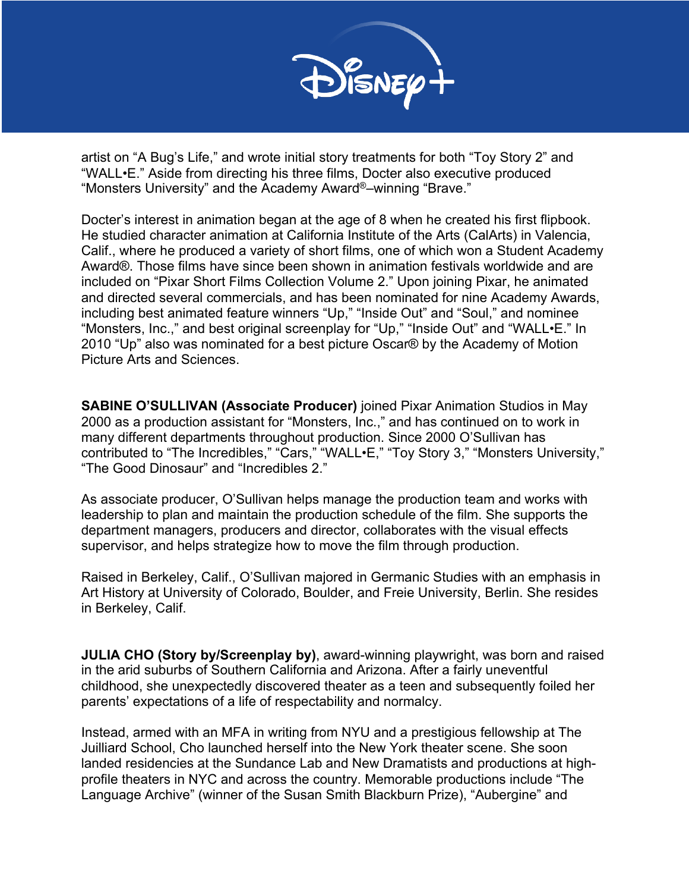artist on "A Bug's Life," and wrote initial story treatments for both "Toy Story 2" and "WALL•E." Aside from directing his three films, Docter also executive produced "Monsters University" and the Academy Award®–winning "Brave."

Docter's interest in animation began at the age of 8 when he created his first flipbook. He studied character animation at California Institute of the Arts (CalArts) in Valencia, Calif., where he produced a variety of short films, one of which won a Student Academy Award®. Those films have since been shown in animation festivals worldwide and are included on "Pixar Short Films Collection Volume 2." Upon joining Pixar, he animated and directed several commercials, and has been nominated for nine Academy Awards, including best animated feature winners "Up," "Inside Out" and "Soul," and nominee "Monsters, Inc.," and best original screenplay for "Up," "Inside Out" and "WALL•E." In 2010 "Up" also was nominated for a best picture Oscar® by the Academy of Motion Picture Arts and Sciences.

**SABINE O'SULLIVAN (Associate Producer)** joined Pixar Animation Studios in May 2000 as a production assistant for "Monsters, Inc.," and has continued on to work in many different departments throughout production. Since 2000 O'Sullivan has contributed to "The Incredibles," "Cars," "WALL•E," "Toy Story 3," "Monsters University," "The Good Dinosaur" and "Incredibles 2."

As associate producer, O'Sullivan helps manage the production team and works with leadership to plan and maintain the production schedule of the film. She supports the department managers, producers and director, collaborates with the visual effects supervisor, and helps strategize how to move the film through production.

Raised in Berkeley, Calif., O'Sullivan majored in Germanic Studies with an emphasis in Art History at University of Colorado, Boulder, and Freie University, Berlin. She resides in Berkeley, Calif.

**JULIA CHO (Story by/Screenplay by)**, award-winning playwright, was born and raised in the arid suburbs of Southern California and Arizona. After a fairly uneventful childhood, she unexpectedly discovered theater as a teen and subsequently foiled her parents' expectations of a life of respectability and normalcy.

Instead, armed with an MFA in writing from NYU and a prestigious fellowship at The Juilliard School, Cho launched herself into the New York theater scene. She soon landed residencies at the Sundance Lab and New Dramatists and productions at high-profile theaters in NYC and across the country. Memorable productions include "The Language Archive" (winner of the Susan Smith Blackburn Prize), "Aubergine" and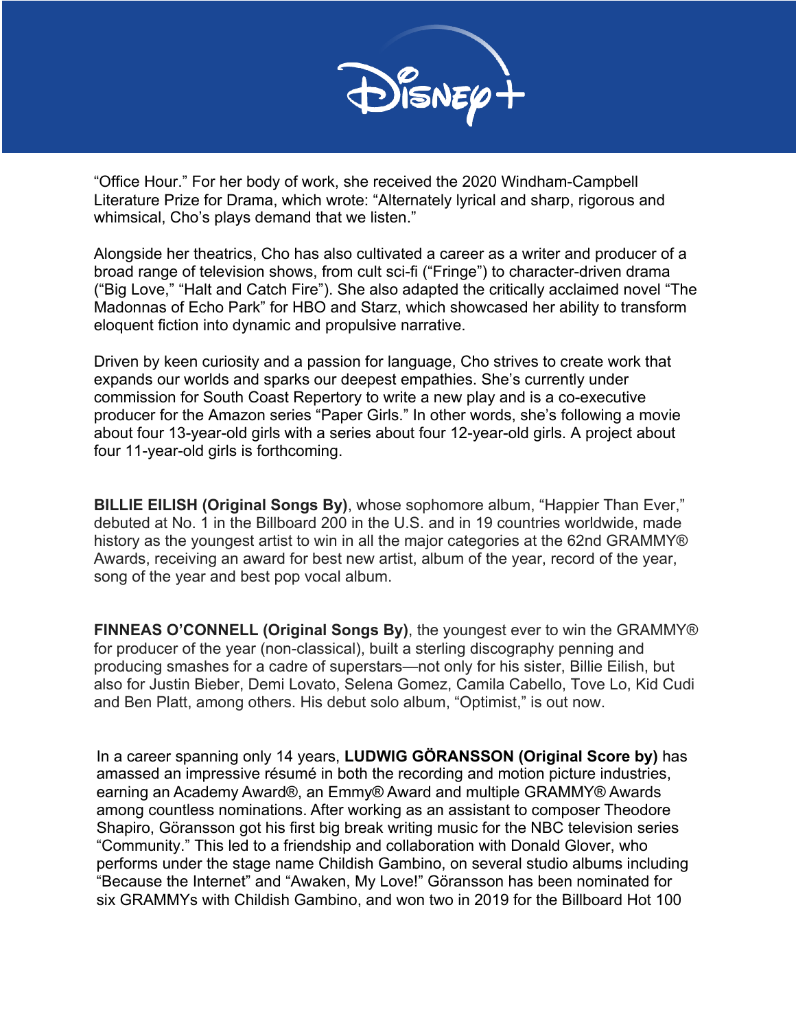"Office Hour." For her body of work, she received the 2020 Windham-Campbell Literature Prize for Drama, which wrote: "Alternately lyrical and sharp, rigorous and whimsical, Cho's plays demand that we listen."

Alongside her theatrics, Cho has also cultivated a career as a writer and producer of a broad range of television shows, from cult sci-fi ("Fringe") to character-driven drama ("Big Love," "Halt and Catch Fire"). She also adapted the critically acclaimed novel "The Madonnas of Echo Park" for HBO and Starz, which showcased her ability to transform eloquent fiction into dynamic and propulsive narrative.

Driven by keen curiosity and a passion for language, Cho strives to create work that expands our worlds and sparks our deepest empathies. She's currently under commission for South Coast Repertory to write a new play and is a co-executive producer for the Amazon series "Paper Girls." In other words, she's following a movie about four 13-year-old girls with a series about four 12-year-old girls. A project about four 11-year-old girls is forthcoming.

**BILLIE EILISH (Original Songs By)**, whose sophomore album, "Happier Than Ever," debuted at No. 1 in the Billboard 200 in the U.S. and in 19 countries worldwide, made history as the youngest artist to win in all the major categories at the 62nd GRAMMY® Awards, receiving an award for best new artist, album of the year, record of the year, song of the year and best pop vocal album.

**FINNEAS O'CONNELL (Original Songs By)**, the youngest ever to win the GRAMMY® for producer of the year (non-classical), built a sterling discography penning and producing smashes for a cadre of superstars—not only for his sister, Billie Eilish, but also for Justin Bieber, Demi Lovato, Selena Gomez, Camila Cabello, Tove Lo, Kid Cudi and Ben Platt, among others. His debut solo album, "Optimist," is out now.

In a career spanning only 14 years, **LUDWIG GÖRANSSON (Original Score by)** has amassed an impressive résumé in both the recording and motion picture industries, earning an Academy Award®, an Emmy® Award and multiple GRAMMY® Awards among countless nominations. After working as an assistant to composer Theodore Shapiro, Göransson got his first big break writing music for the NBC television series "Community." This led to a friendship and collaboration with Donald Glover, who performs under the stage name Childish Gambino, on several studio albums including "Because the Internet" and "Awaken, My Love!" Göransson has been nominated for six GRAMMYs with Childish Gambino, and won two in 2019 for the Billboard Hot 100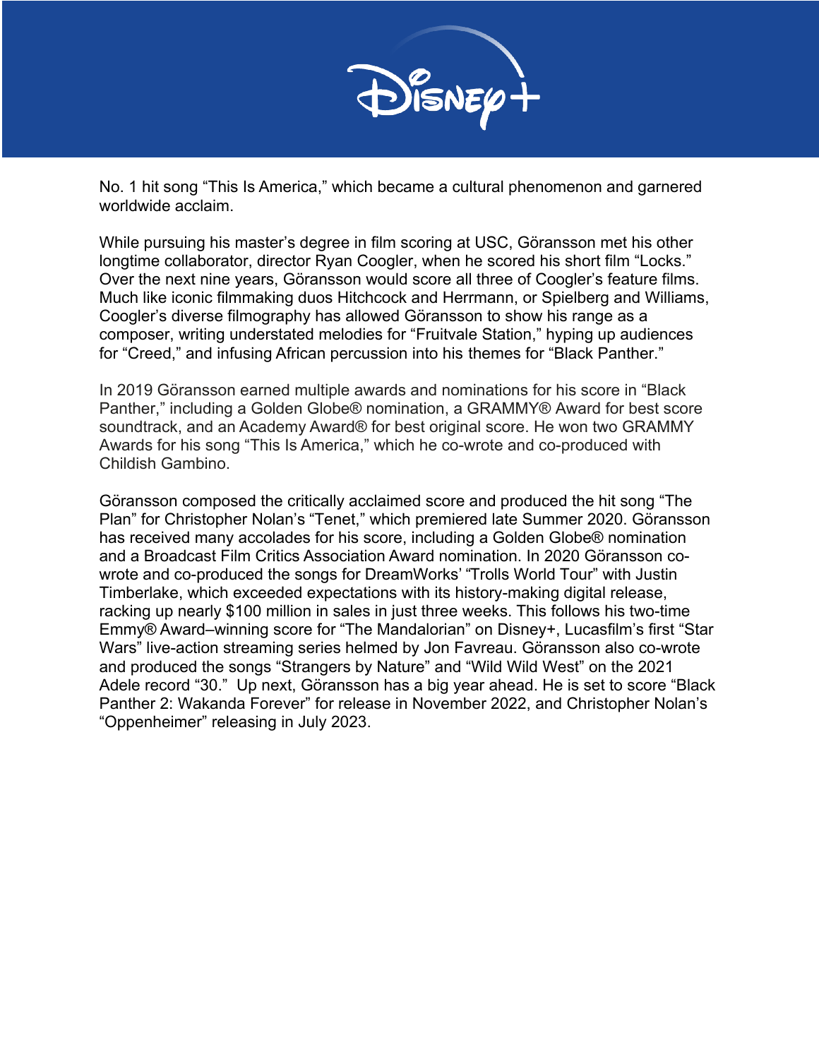No. 1 hit song “This Is America,” which became a cultural phenomenon and garnered worldwide acclaim.

While pursuing his master’s degree in film scoring at USC, Göransson met his other longtime collaborator, director Ryan Coogler, when he scored his short film “Locks.” Over the next nine years, Göransson would score all three of Coogler’s feature films. Much like iconic filmmaking duos Hitchcock and Herrmann, or Spielberg and Williams, Coogler’s diverse filmography has allowed Göransson to show his range as a composer, writing understated melodies for “Fruitvale Station,” hyping up audiences for “Creed,” and infusing African percussion into his themes for “Black Panther.”

In 2019 Göransson earned multiple awards and nominations for his score in “Black Panther,” including a Golden Globe® nomination, a GRAMMY® Award for best score soundtrack, and an Academy Award® for best original score. He won two GRAMMY Awards for his song “This Is America,” which he co-wrote and co-produced with Childish Gambino.

Göransson composed the critically acclaimed score and produced the hit song “The Plan” for Christopher Nolan’s “Tenet,” which premiered late Summer 2020. Göransson has received many accolades for his score, including a Golden Globe® nomination and a Broadcast Film Critics Association Award nomination. In 2020 Göransson co-wrote and co-produced the songs for DreamWorks’ “Trolls World Tour” with Justin Timberlake, which exceeded expectations with its history-making digital release, racking up nearly $100 million in sales in just three weeks. This follows his two-time Emmy® Award–winning score for “The Mandalorian” on Disney+, Lucasfilm’s first “Star Wars” live-action streaming series helmed by Jon Favreau. Göransson also co-wrote and produced the songs “Strangers by Nature” and “Wild Wild West” on the 2021 Adele record “30.” Up next, Göransson has a big year ahead. He is set to score “Black Panther 2: Wakanda Forever” for release in November 2022, and Christopher Nolan’s “Oppenheimer” releasing in July 2023.